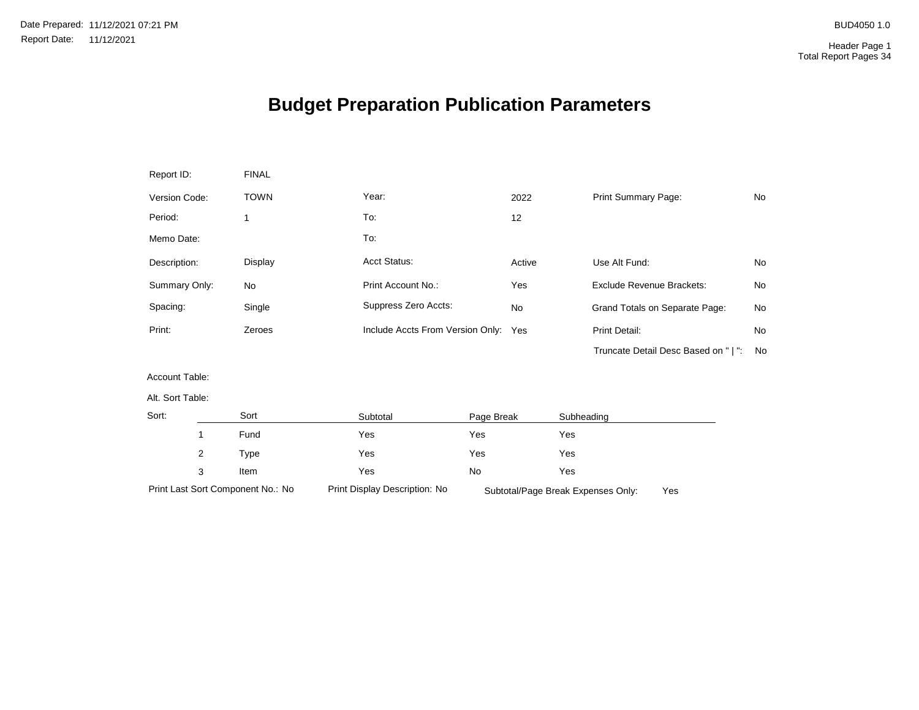Date Prepared: 11/12/2021 07:21 PM
Report Date: 11/12/2021

BUD4050 1.0

Header Page 1
Total Report Pages 34

# Budget Preparation Publication Parameters

| | | | | | |
|---|---|---|---|---|---|
| Report ID: | FINAL | | | | |
| Version Code: | TOWN | Year: | 2022 | Print Summary Page: | No |
| Period: | 1 | To: | 12 | | |
| Memo Date: | | To: | | | |
| Description: | Display | Acct Status: | Active | Use Alt Fund: | No |
| Summary Only: | No | Print Account No.: | Yes | Exclude Revenue Brackets: | No |
| Spacing: | Single | Suppress Zero Accts: | No | Grand Totals on Separate Page: | No |
| Print: | Zeroes | Include Accts From Version Only: | Yes | Print Detail: | No |
| | | | | Truncate Detail Desc Based on " \| ": | No |

Account Table:

Alt. Sort Table:

Sort:

| | Sort | Subtotal | Page Break | Subheading |
|---|---|---|---|---|
| 1 | Fund | Yes | Yes | Yes |
| 2 | Type | Yes | Yes | Yes |
| 3 | Item | Yes | No | Yes |

Print Last Sort Component No.: No    Print Display Description: No    Subtotal/Page Break Expenses Only: Yes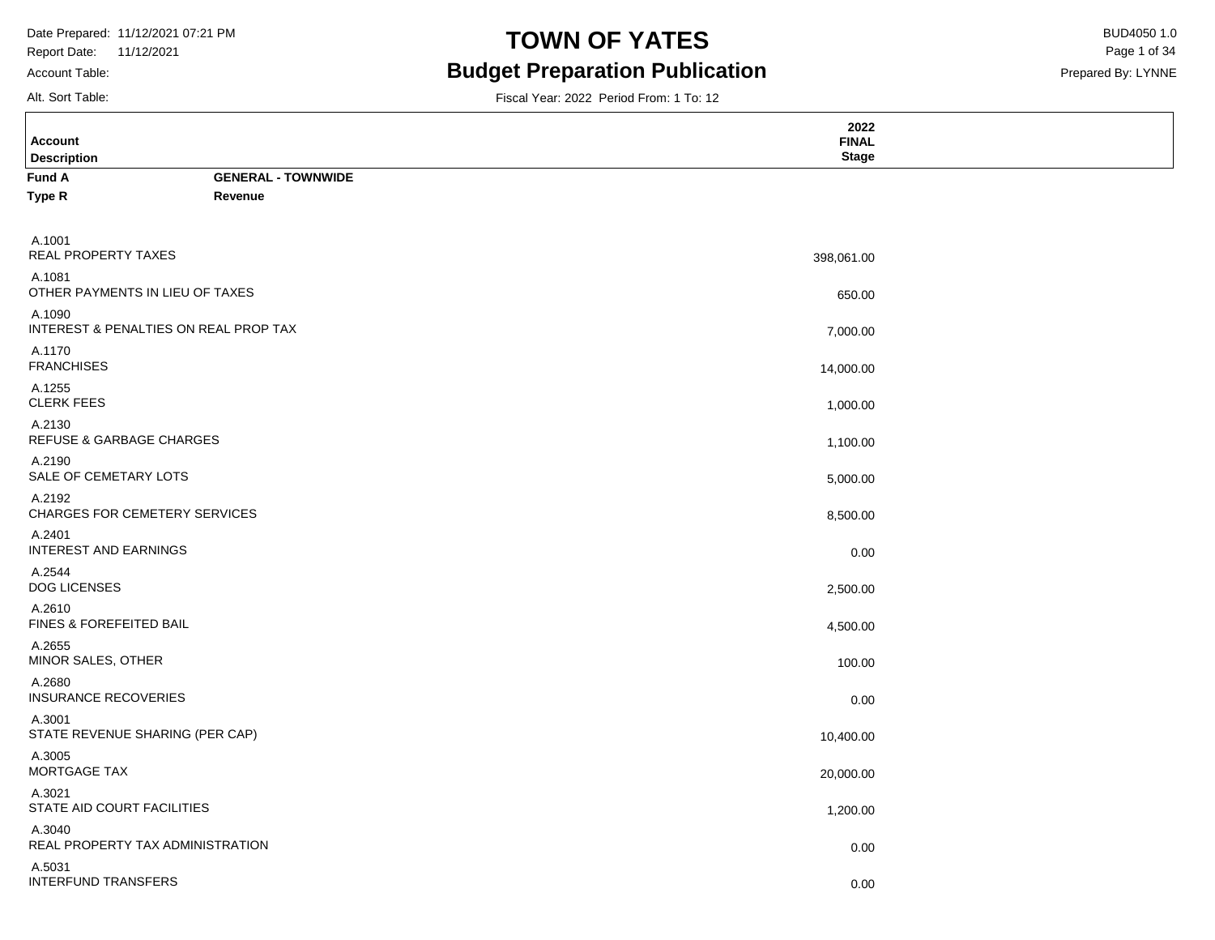# TOWN OF YATES

## Budget Preparation Publication

Date Prepared: 11/12/2021 07:21 PM
Report Date: 11/12/2021
Account Table:
Alt. Sort Table:

BUD4050 1.0
Prepared By: LYNNE

Fiscal Year: 2022 Period From: 1 To: 12

| Account Description | 2022 FINAL Stage |
|---|---|
| **Fund A** **GENERAL - TOWNWIDE** | |
| **Type R** **Revenue** | |
| A.1001 REAL PROPERTY TAXES | 398,061.00 |
| A.1081 OTHER PAYMENTS IN LIEU OF TAXES | 650.00 |
| A.1090 INTEREST & PENALTIES ON REAL PROP TAX | 7,000.00 |
| A.1170 FRANCHISES | 14,000.00 |
| A.1255 CLERK FEES | 1,000.00 |
| A.2130 REFUSE & GARBAGE CHARGES | 1,100.00 |
| A.2190 SALE OF CEMETARY LOTS | 5,000.00 |
| A.2192 CHARGES FOR CEMETERY SERVICES | 8,500.00 |
| A.2401 INTEREST AND EARNINGS | 0.00 |
| A.2544 DOG LICENSES | 2,500.00 |
| A.2610 FINES & FOREFEITED BAIL | 4,500.00 |
| A.2655 MINOR SALES, OTHER | 100.00 |
| A.2680 INSURANCE RECOVERIES | 0.00 |
| A.3001 STATE REVENUE SHARING (PER CAP) | 10,400.00 |
| A.3005 MORTGAGE TAX | 20,000.00 |
| A.3021 STATE AID COURT FACILITIES | 1,200.00 |
| A.3040 REAL PROPERTY TAX ADMINISTRATION | 0.00 |
| A.5031 INTERFUND TRANSFERS | 0.00 |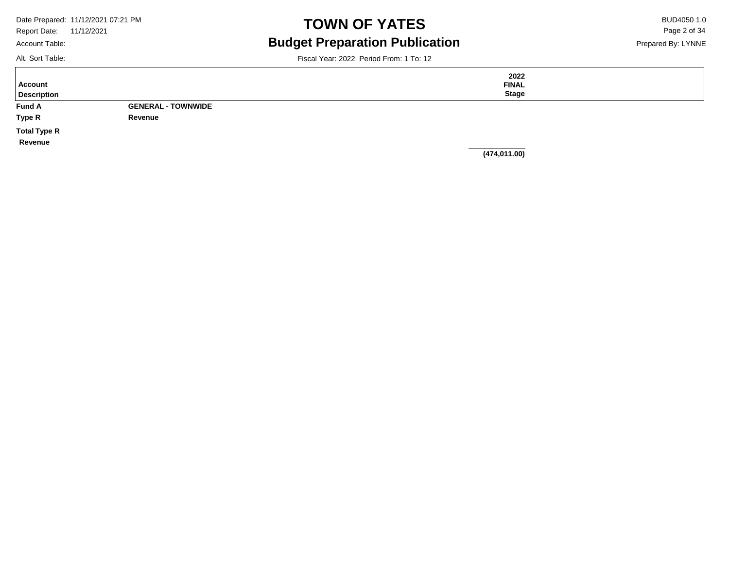| Account Description | | 2022 FINAL Stage |
|---|---|---|
| **Fund A** | **GENERAL - TOWNWIDE** | |
| **Type R** | **Revenue** | |
| **Total Type R Revenue** | | **(474,011.00)** |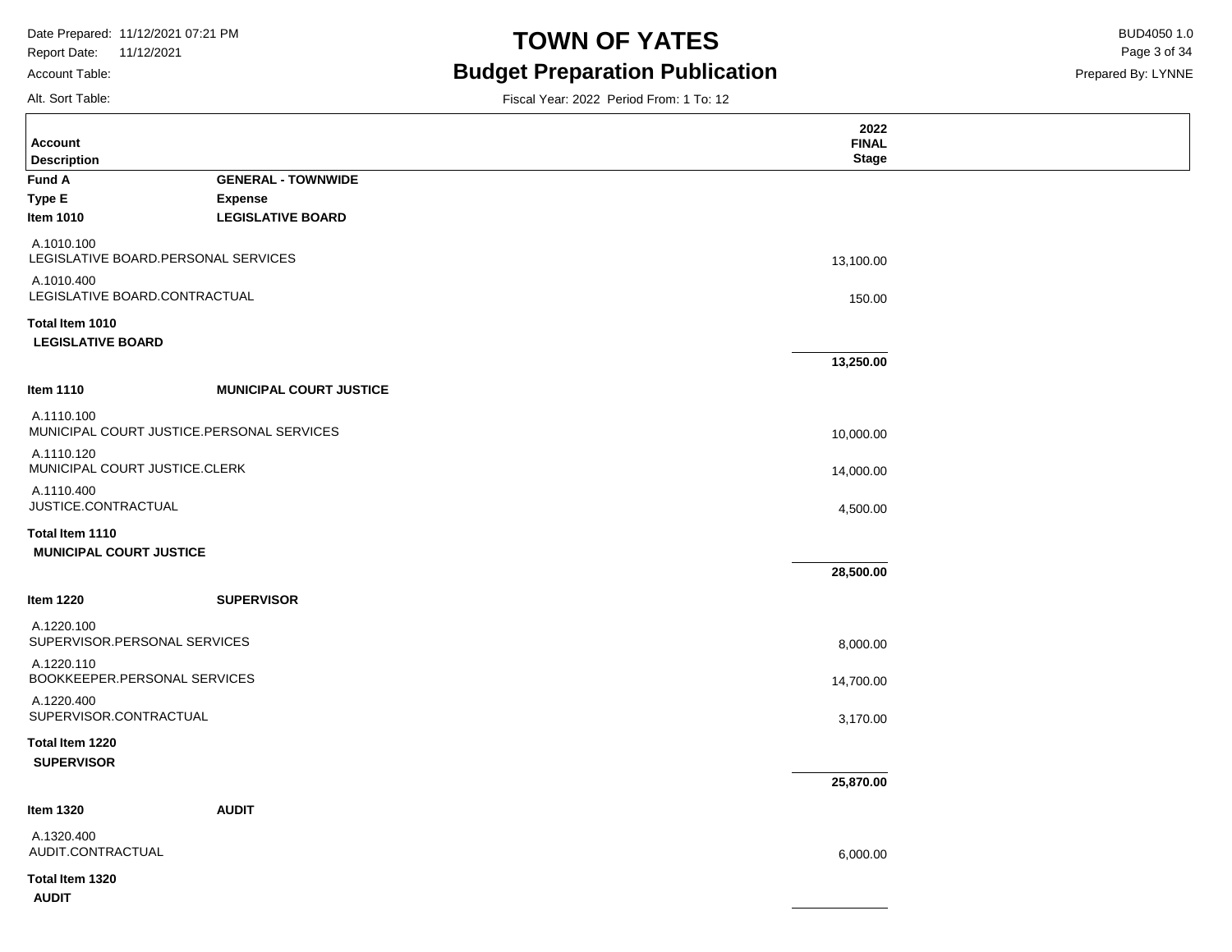# TOWN OF YATES

## Budget Preparation Publication

Date Prepared: 11/12/2021 07:21 PM
Report Date: 11/12/2021
Account Table:
Alt. Sort Table:

BUD4050 1.0
Prepared By: LYNNE

Fiscal Year: 2022 Period From: 1 To: 12

| Account Description | | 2022 FINAL Stage |
|---|---|---|
| **Fund A** | **GENERAL - TOWNWIDE** | |
| **Type E** | **Expense** | |
| **Item 1010** | **LEGISLATIVE BOARD** | |
| A.1010.100 LEGISLATIVE BOARD.PERSONAL SERVICES | | 13,100.00 |
| A.1010.400 LEGISLATIVE BOARD.CONTRACTUAL | | 150.00 |
| **Total Item 1010 LEGISLATIVE BOARD** | | **13,250.00** |
| **Item 1110** | **MUNICIPAL COURT JUSTICE** | |
| A.1110.100 MUNICIPAL COURT JUSTICE.PERSONAL SERVICES | | 10,000.00 |
| A.1110.120 MUNICIPAL COURT JUSTICE.CLERK | | 14,000.00 |
| A.1110.400 JUSTICE.CONTRACTUAL | | 4,500.00 |
| **Total Item 1110 MUNICIPAL COURT JUSTICE** | | **28,500.00** |
| **Item 1220** | **SUPERVISOR** | |
| A.1220.100 SUPERVISOR.PERSONAL SERVICES | | 8,000.00 |
| A.1220.110 BOOKKEEPER.PERSONAL SERVICES | | 14,700.00 |
| A.1220.400 SUPERVISOR.CONTRACTUAL | | 3,170.00 |
| **Total Item 1220 SUPERVISOR** | | **25,870.00** |
| **Item 1320** | **AUDIT** | |
| A.1320.400 AUDIT.CONTRACTUAL | | 6,000.00 |
| **Total Item 1320 AUDIT** | | |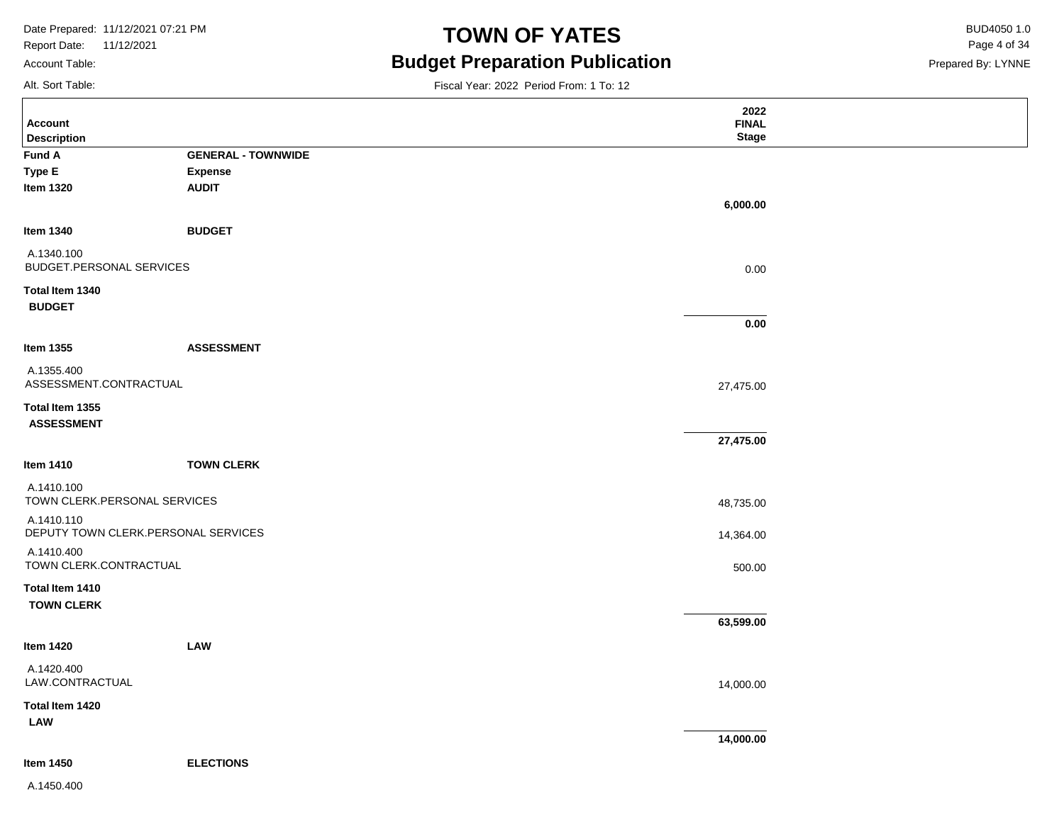# TOWN OF YATES

## Budget Preparation Publication

Fiscal Year: 2022 Period From: 1 To: 12

| Account Description | | 2022 FINAL Stage |
|---|---|---|
| **Fund A** | **GENERAL - TOWNWIDE** | |
| **Type E** | **Expense** | |
| **Item 1320** | **AUDIT** | |
| | | **6,000.00** |
| **Item 1340** | **BUDGET** | |
| A.1340.100 BUDGET.PERSONAL SERVICES | | 0.00 |
| **Total Item 1340 BUDGET** | | **0.00** |
| **Item 1355** | **ASSESSMENT** | |
| A.1355.400 ASSESSMENT.CONTRACTUAL | | 27,475.00 |
| **Total Item 1355 ASSESSMENT** | | **27,475.00** |
| **Item 1410** | **TOWN CLERK** | |
| A.1410.100 TOWN CLERK.PERSONAL SERVICES | | 48,735.00 |
| A.1410.110 DEPUTY TOWN CLERK.PERSONAL SERVICES | | 14,364.00 |
| A.1410.400 TOWN CLERK.CONTRACTUAL | | 500.00 |
| **Total Item 1410 TOWN CLERK** | | **63,599.00** |
| **Item 1420** | **LAW** | |
| A.1420.400 LAW.CONTRACTUAL | | 14,000.00 |
| **Total Item 1420 LAW** | | **14,000.00** |
| **Item 1450** | **ELECTIONS** | |
| A.1450.400 | | |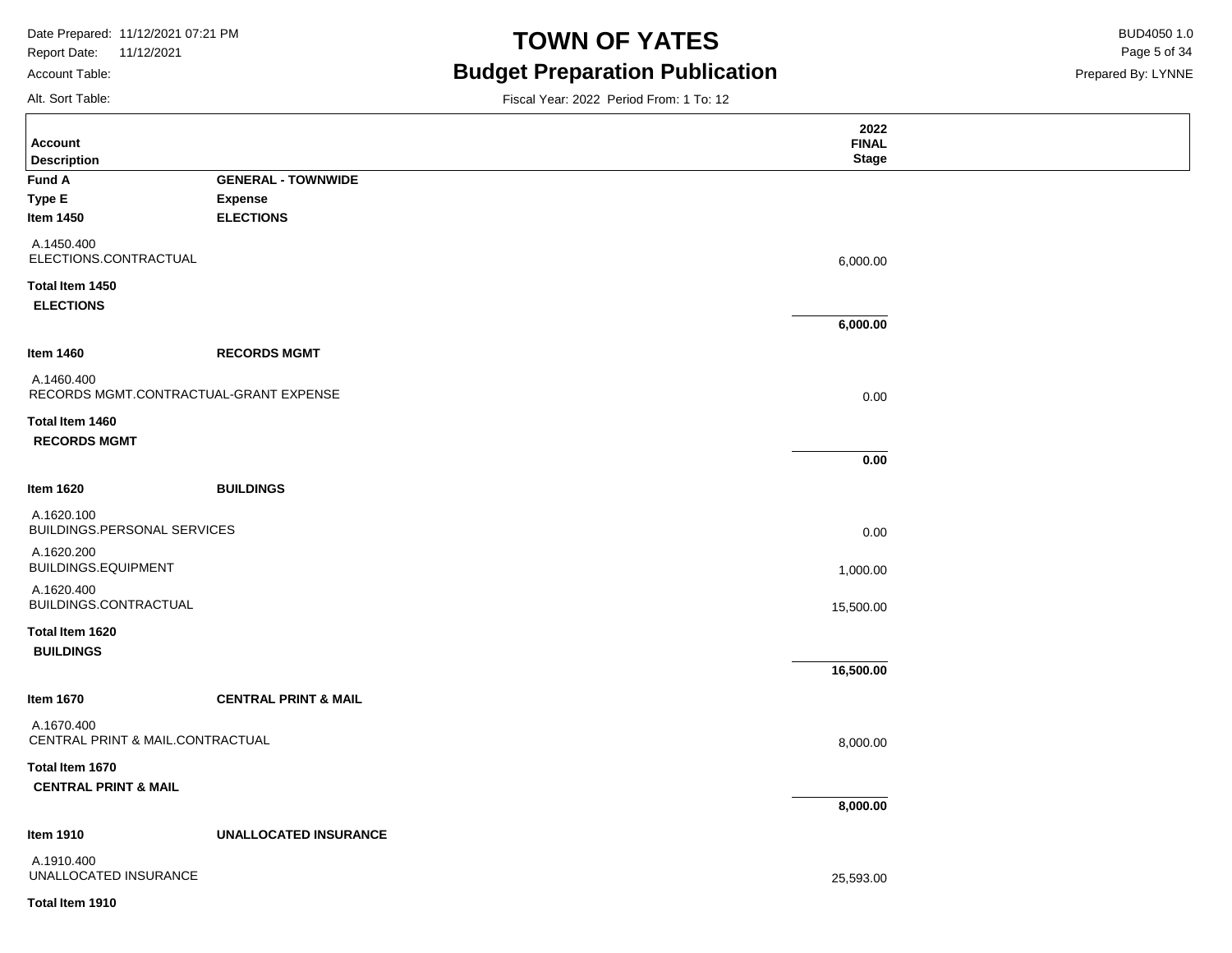# TOWN OF YATES

## Budget Preparation Publication

Fiscal Year: 2022 Period From: 1 To: 12

| Account Description | | 2022 FINAL Stage |
|---|---|---|
| **Fund A** | **GENERAL - TOWNWIDE** | |
| **Type E** | **Expense** | |
| **Item 1450** | **ELECTIONS** | |
| A.1450.400 ELECTIONS.CONTRACTUAL | | 6,000.00 |
| **Total Item 1450 ELECTIONS** | | **6,000.00** |
| **Item 1460** | **RECORDS MGMT** | |
| A.1460.400 RECORDS MGMT.CONTRACTUAL-GRANT EXPENSE | | 0.00 |
| **Total Item 1460 RECORDS MGMT** | | **0.00** |
| **Item 1620** | **BUILDINGS** | |
| A.1620.100 BUILDINGS.PERSONAL SERVICES | | 0.00 |
| A.1620.200 BUILDINGS.EQUIPMENT | | 1,000.00 |
| A.1620.400 BUILDINGS.CONTRACTUAL | | 15,500.00 |
| **Total Item 1620 BUILDINGS** | | **16,500.00** |
| **Item 1670** | **CENTRAL PRINT & MAIL** | |
| A.1670.400 CENTRAL PRINT & MAIL.CONTRACTUAL | | 8,000.00 |
| **Total Item 1670 CENTRAL PRINT & MAIL** | | **8,000.00** |
| **Item 1910** | **UNALLOCATED INSURANCE** | |
| A.1910.400 UNALLOCATED INSURANCE | | 25,593.00 |
| **Total Item 1910** | | |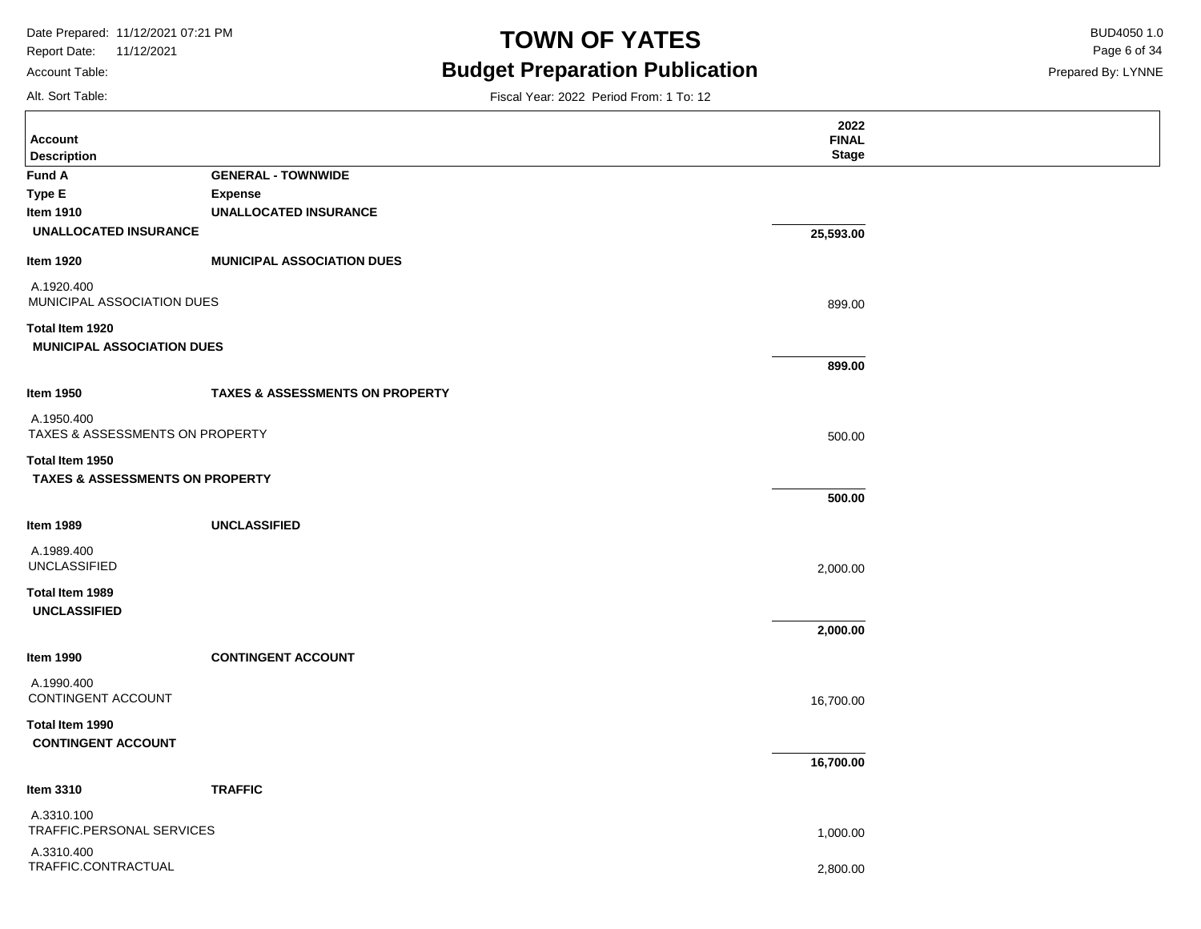| Account Description | | 2022 FINAL Stage |
|---|---|---|
| **Fund A** | **GENERAL - TOWNWIDE** | |
| **Type E** | **Expense** | |
| **Item 1910** | **UNALLOCATED INSURANCE** | |
| **UNALLOCATED INSURANCE** | | **25,593.00** |
| **Item 1920** | **MUNICIPAL ASSOCIATION DUES** | |
| A.1920.400 MUNICIPAL ASSOCIATION DUES | | 899.00 |
| **Total Item 1920 MUNICIPAL ASSOCIATION DUES** | | **899.00** |
| **Item 1950** | **TAXES & ASSESSMENTS ON PROPERTY** | |
| A.1950.400 TAXES & ASSESSMENTS ON PROPERTY | | 500.00 |
| **Total Item 1950 TAXES & ASSESSMENTS ON PROPERTY** | | **500.00** |
| **Item 1989** | **UNCLASSIFIED** | |
| A.1989.400 UNCLASSIFIED | | 2,000.00 |
| **Total Item 1989 UNCLASSIFIED** | | **2,000.00** |
| **Item 1990** | **CONTINGENT ACCOUNT** | |
| A.1990.400 CONTINGENT ACCOUNT | | 16,700.00 |
| **Total Item 1990 CONTINGENT ACCOUNT** | | **16,700.00** |
| **Item 3310** | **TRAFFIC** | |
| A.3310.100 TRAFFIC.PERSONAL SERVICES | | 1,000.00 |
| A.3310.400 TRAFFIC.CONTRACTUAL | | 2,800.00 |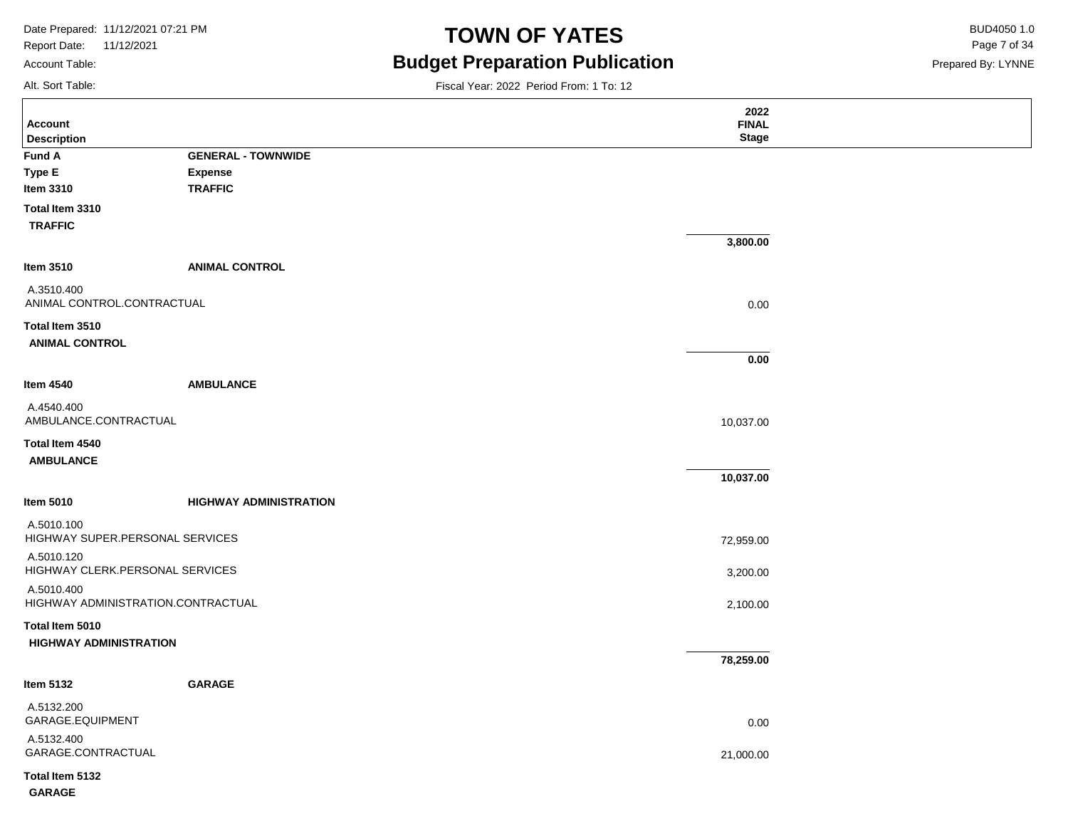# TOWN OF YATES

## Budget Preparation Publication

Fiscal Year: 2022 Period From: 1 To: 12

Date Prepared: 11/12/2021 07:21 PM
Report Date: 11/12/2021
Account Table:
Alt. Sort Table:

BUD4050 1.0
Prepared By: LYNNE

| Account Description | | 2022 FINAL Stage |
|---|---|---|
| **Fund A** | **GENERAL - TOWNWIDE** | |
| **Type E** | **Expense** | |
| **Item 3310** | **TRAFFIC** | |
| **Total Item 3310** **TRAFFIC** | | **3,800.00** |
| **Item 3510** | **ANIMAL CONTROL** | |
| A.3510.400 ANIMAL CONTROL.CONTRACTUAL | | 0.00 |
| **Total Item 3510** **ANIMAL CONTROL** | | **0.00** |
| **Item 4540** | **AMBULANCE** | |
| A.4540.400 AMBULANCE.CONTRACTUAL | | 10,037.00 |
| **Total Item 4540** **AMBULANCE** | | **10,037.00** |
| **Item 5010** | **HIGHWAY ADMINISTRATION** | |
| A.5010.100 HIGHWAY SUPER.PERSONAL SERVICES | | 72,959.00 |
| A.5010.120 HIGHWAY CLERK.PERSONAL SERVICES | | 3,200.00 |
| A.5010.400 HIGHWAY ADMINISTRATION.CONTRACTUAL | | 2,100.00 |
| **Total Item 5010** **HIGHWAY ADMINISTRATION** | | **78,259.00** |
| **Item 5132** | **GARAGE** | |
| A.5132.200 GARAGE.EQUIPMENT | | 0.00 |
| A.5132.400 GARAGE.CONTRACTUAL | | 21,000.00 |
| **Total Item 5132** **GARAGE** | | |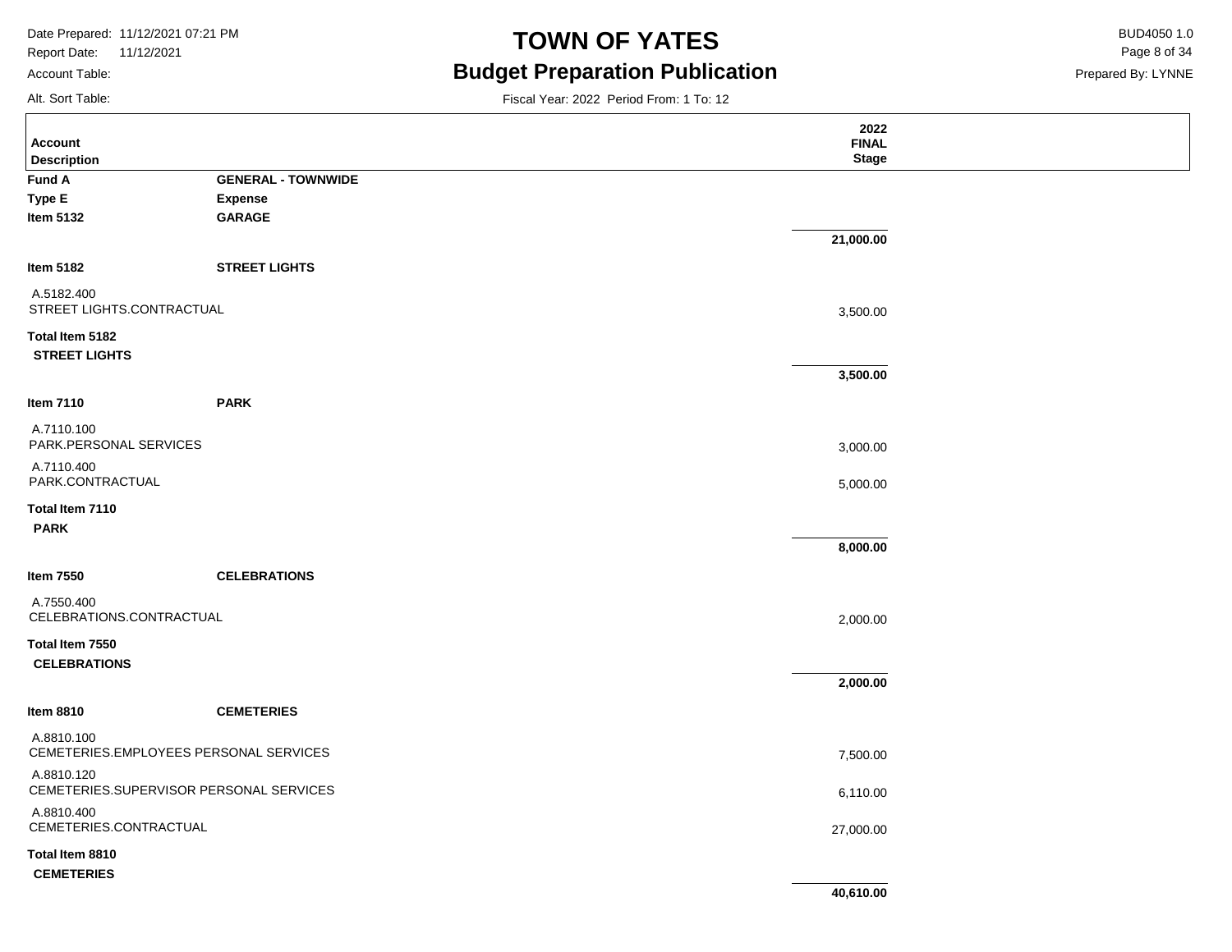| Account Description | | 2022 FINAL Stage |
|---|---|---|
| **Fund A** | **GENERAL - TOWNWIDE** | |
| **Type E** | **Expense** | |
| **Item 5132** | **GARAGE** | |
| | | **21,000.00** |
| **Item 5182** | **STREET LIGHTS** | |
| A.5182.400 STREET LIGHTS.CONTRACTUAL | | 3,500.00 |
| **Total Item 5182 STREET LIGHTS** | | **3,500.00** |
| **Item 7110** | **PARK** | |
| A.7110.100 PARK.PERSONAL SERVICES | | 3,000.00 |
| A.7110.400 PARK.CONTRACTUAL | | 5,000.00 |
| **Total Item 7110 PARK** | | **8,000.00** |
| **Item 7550** | **CELEBRATIONS** | |
| A.7550.400 CELEBRATIONS.CONTRACTUAL | | 2,000.00 |
| **Total Item 7550 CELEBRATIONS** | | **2,000.00** |
| **Item 8810** | **CEMETERIES** | |
| A.8810.100 CEMETERIES.EMPLOYEES PERSONAL SERVICES | | 7,500.00 |
| A.8810.120 CEMETERIES.SUPERVISOR PERSONAL SERVICES | | 6,110.00 |
| A.8810.400 CEMETERIES.CONTRACTUAL | | 27,000.00 |
| **Total Item 8810 CEMETERIES** | | **40,610.00** |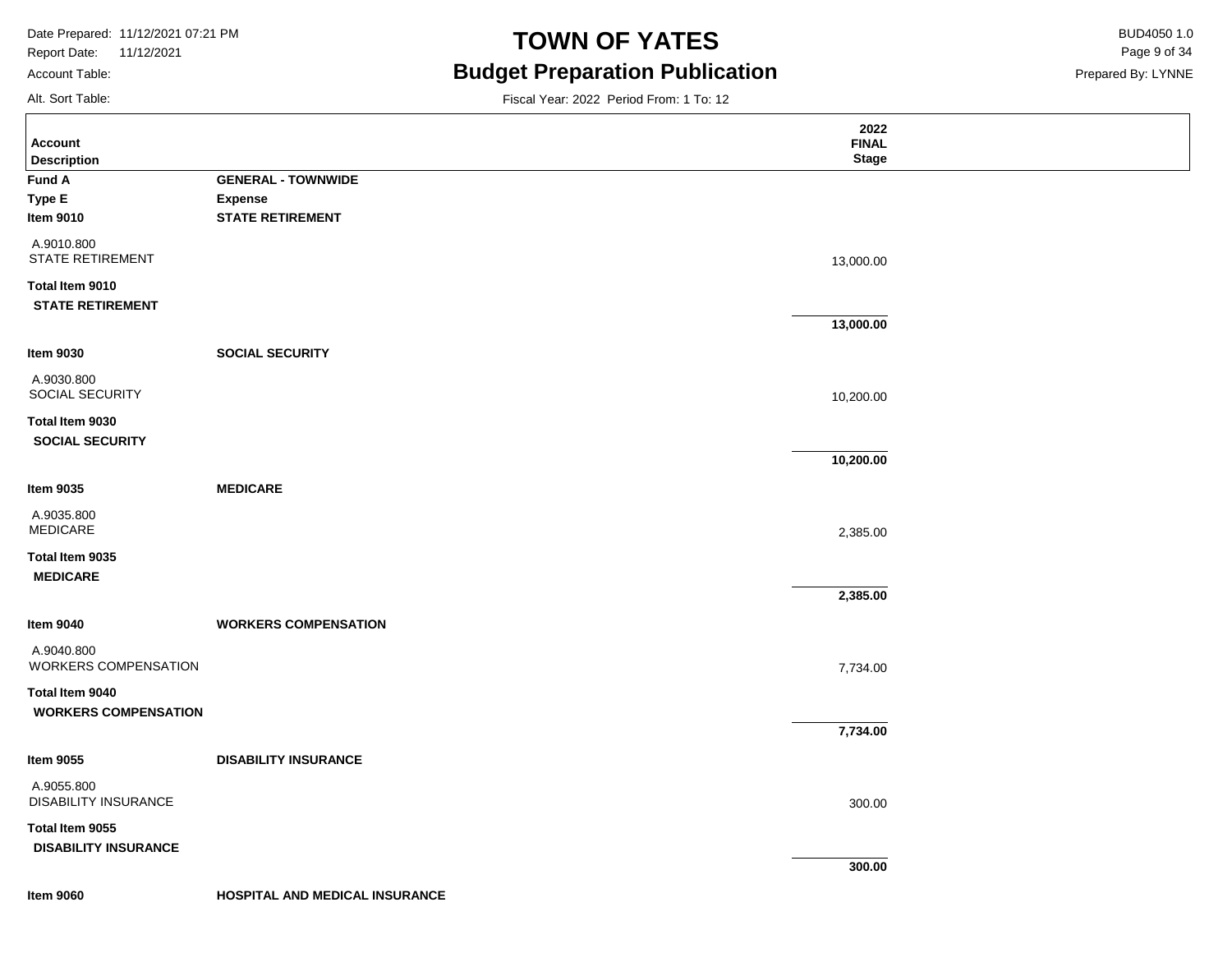# TOWN OF YATES

## Budget Preparation Publication

Fiscal Year: 2022 Period From: 1 To: 12

| Account Description | | 2022 FINAL Stage |
|---|---|---|
| **Fund A** | **GENERAL - TOWNWIDE** | |
| **Type E** | **Expense** | |
| **Item 9010** | **STATE RETIREMENT** | |
| A.9010.800 STATE RETIREMENT | | 13,000.00 |
| **Total Item 9010 STATE RETIREMENT** | | **13,000.00** |
| **Item 9030** | **SOCIAL SECURITY** | |
| A.9030.800 SOCIAL SECURITY | | 10,200.00 |
| **Total Item 9030 SOCIAL SECURITY** | | **10,200.00** |
| **Item 9035** | **MEDICARE** | |
| A.9035.800 MEDICARE | | 2,385.00 |
| **Total Item 9035 MEDICARE** | | **2,385.00** |
| **Item 9040** | **WORKERS COMPENSATION** | |
| A.9040.800 WORKERS COMPENSATION | | 7,734.00 |
| **Total Item 9040 WORKERS COMPENSATION** | | **7,734.00** |
| **Item 9055** | **DISABILITY INSURANCE** | |
| A.9055.800 DISABILITY INSURANCE | | 300.00 |
| **Total Item 9055 DISABILITY INSURANCE** | | **300.00** |
| **Item 9060** | **HOSPITAL AND MEDICAL INSURANCE** | |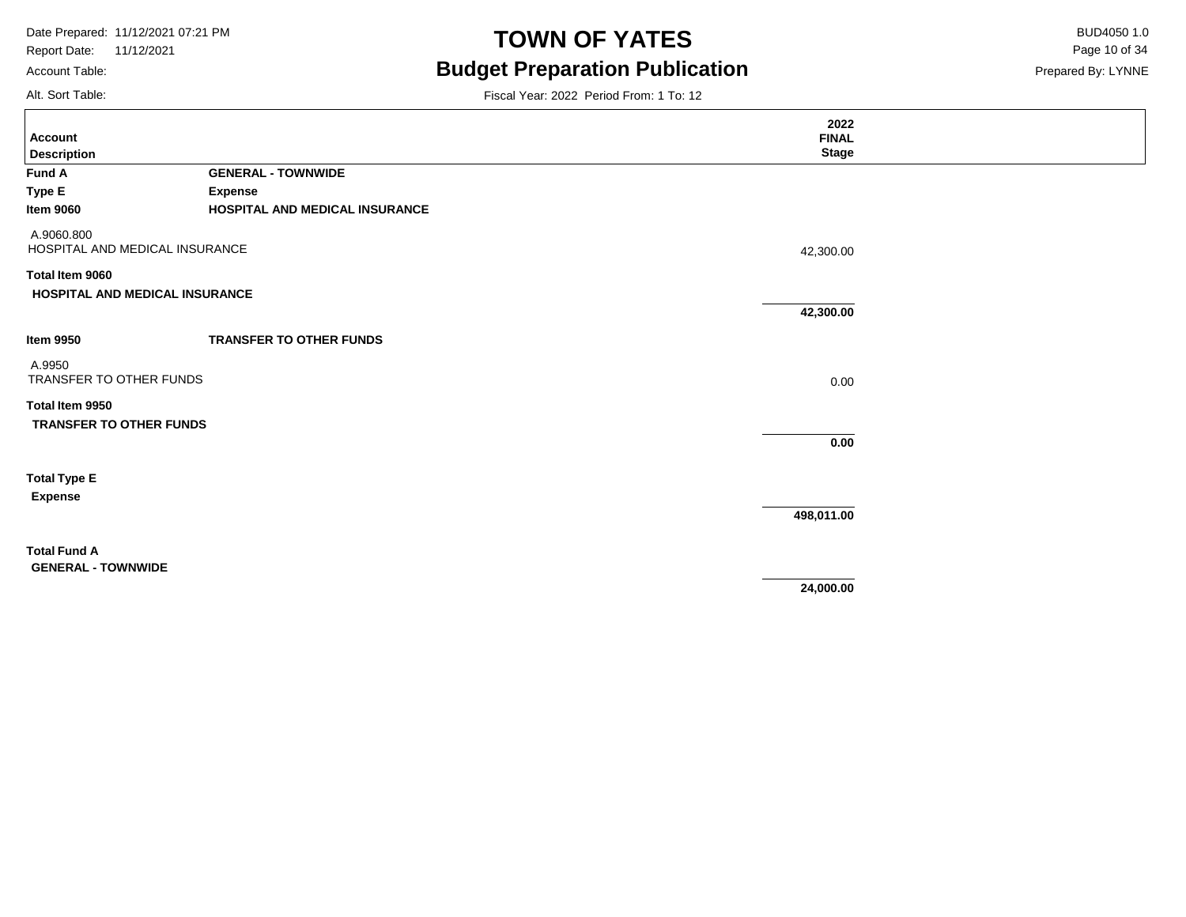# TOWN OF YATES

## Budget Preparation Publication

Date Prepared: 11/12/2021 07:21 PM
Report Date: 11/12/2021
Account Table:
Alt. Sort Table:

BUD4050 1.0
Prepared By: LYNNE

Fiscal Year: 2022 Period From: 1 To: 12

| Account Description | | 2022 FINAL Stage |
|---|---|---|
| **Fund A** | **GENERAL - TOWNWIDE** | |
| **Type E** | **Expense** | |
| **Item 9060** | **HOSPITAL AND MEDICAL INSURANCE** | |
| A.9060.800 HOSPITAL AND MEDICAL INSURANCE | | 42,300.00 |
| **Total Item 9060 HOSPITAL AND MEDICAL INSURANCE** | | **42,300.00** |
| **Item 9950** | **TRANSFER TO OTHER FUNDS** | |
| A.9950 TRANSFER TO OTHER FUNDS | | 0.00 |
| **Total Item 9950 TRANSFER TO OTHER FUNDS** | | **0.00** |
| **Total Type E Expense** | | **498,011.00** |
| **Total Fund A GENERAL - TOWNWIDE** | | **24,000.00** |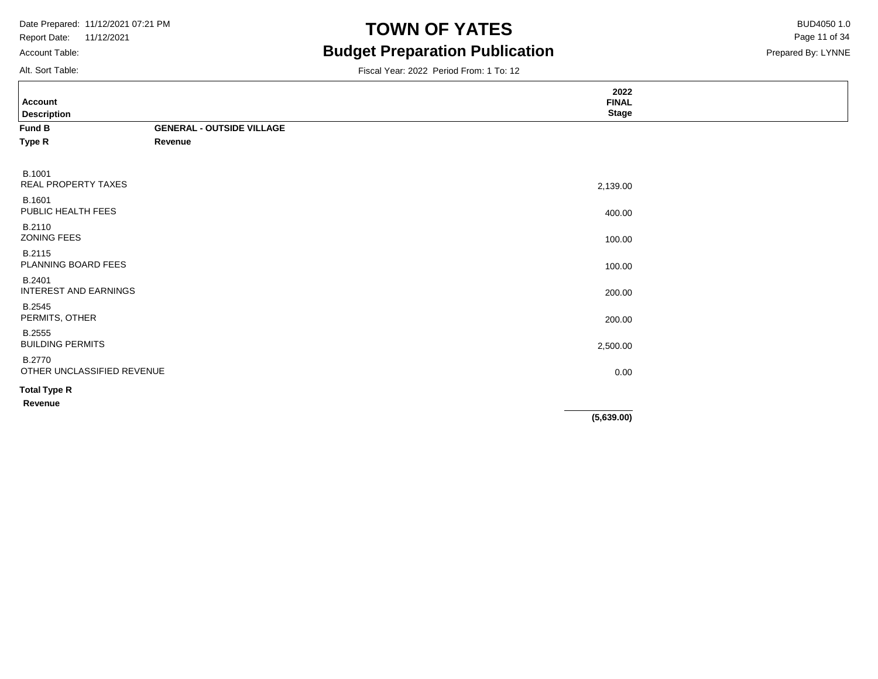# TOWN OF YATES

## Budget Preparation Publication

Fiscal Year: 2022 Period From: 1 To: 12

| Account Description | | 2022 FINAL Stage |
|---|---|---|
| **Fund B** | **GENERAL - OUTSIDE VILLAGE** | |
| **Type R** | **Revenue** | |
| B.1001 REAL PROPERTY TAXES | | 2,139.00 |
| B.1601 PUBLIC HEALTH FEES | | 400.00 |
| B.2110 ZONING FEES | | 100.00 |
| B.2115 PLANNING BOARD FEES | | 100.00 |
| B.2401 INTEREST AND EARNINGS | | 200.00 |
| B.2545 PERMITS, OTHER | | 200.00 |
| B.2555 BUILDING PERMITS | | 2,500.00 |
| B.2770 OTHER UNCLASSIFIED REVENUE | | 0.00 |
| **Total Type R Revenue** | | **(5,639.00)** |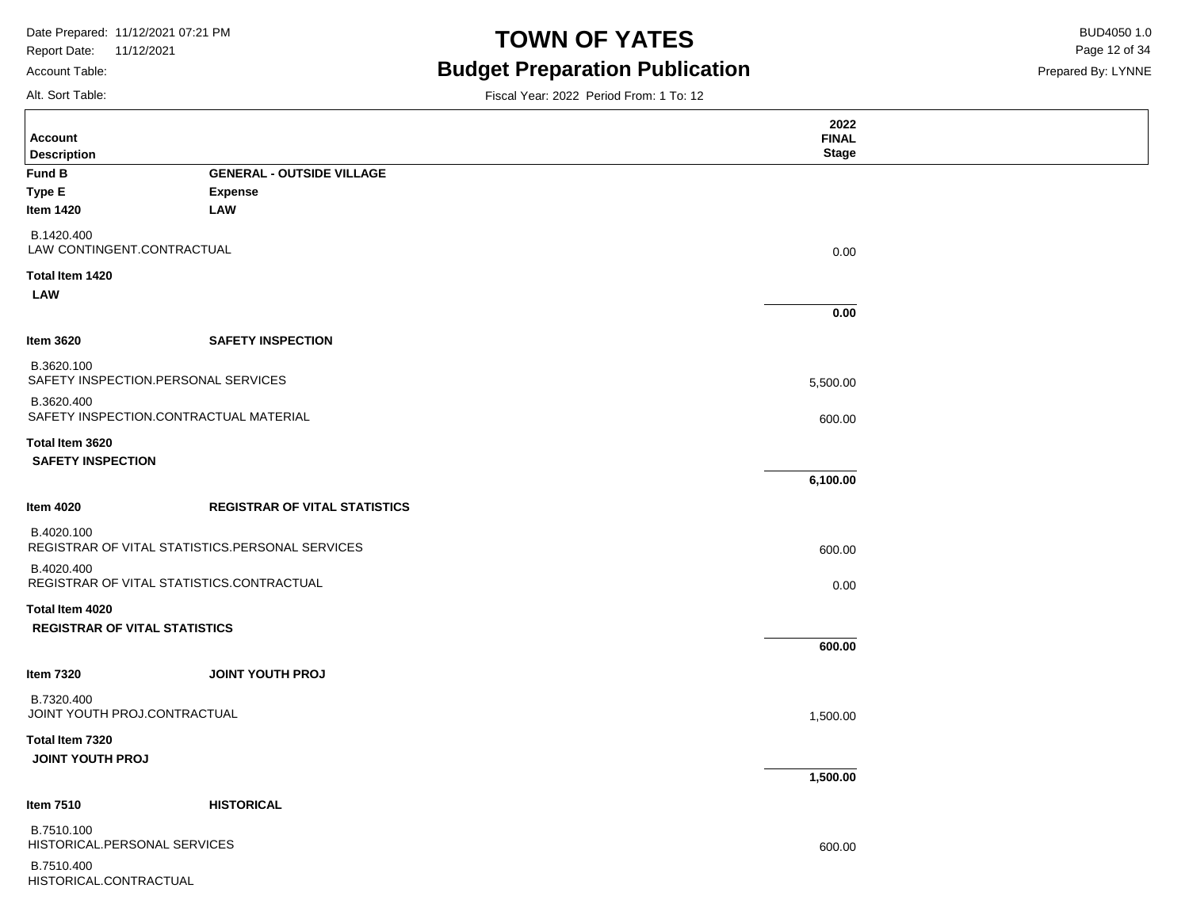# TOWN OF YATES

## Budget Preparation Publication

Date Prepared: 11/12/2021 07:21 PM
Report Date: 11/12/2021
Account Table:
Alt. Sort Table:

BUD4050 1.0
Prepared By: LYNNE

Fiscal Year: 2022 Period From: 1 To: 12

| Account Description | | 2022 FINAL Stage |
|---|---|---|
| **Fund B** | **GENERAL - OUTSIDE VILLAGE** | |
| **Type E** | **Expense** | |
| **Item 1420** | **LAW** | |
| B.1420.400<br>LAW CONTINGENT.CONTRACTUAL | | 0.00 |
| **Total Item 1420**<br>**LAW** | | **0.00** |
| **Item 3620** | **SAFETY INSPECTION** | |
| B.3620.100<br>SAFETY INSPECTION.PERSONAL SERVICES | | 5,500.00 |
| B.3620.400<br>SAFETY INSPECTION.CONTRACTUAL MATERIAL | | 600.00 |
| **Total Item 3620**<br>**SAFETY INSPECTION** | | **6,100.00** |
| **Item 4020** | **REGISTRAR OF VITAL STATISTICS** | |
| B.4020.100<br>REGISTRAR OF VITAL STATISTICS.PERSONAL SERVICES | | 600.00 |
| B.4020.400<br>REGISTRAR OF VITAL STATISTICS.CONTRACTUAL | | 0.00 |
| **Total Item 4020**<br>**REGISTRAR OF VITAL STATISTICS** | | **600.00** |
| **Item 7320** | **JOINT YOUTH PROJ** | |
| B.7320.400<br>JOINT YOUTH PROJ.CONTRACTUAL | | 1,500.00 |
| **Total Item 7320**<br>**JOINT YOUTH PROJ** | | **1,500.00** |
| **Item 7510** | **HISTORICAL** | |
| B.7510.100<br>HISTORICAL.PERSONAL SERVICES | | 600.00 |
| B.7510.400<br>HISTORICAL.CONTRACTUAL | | |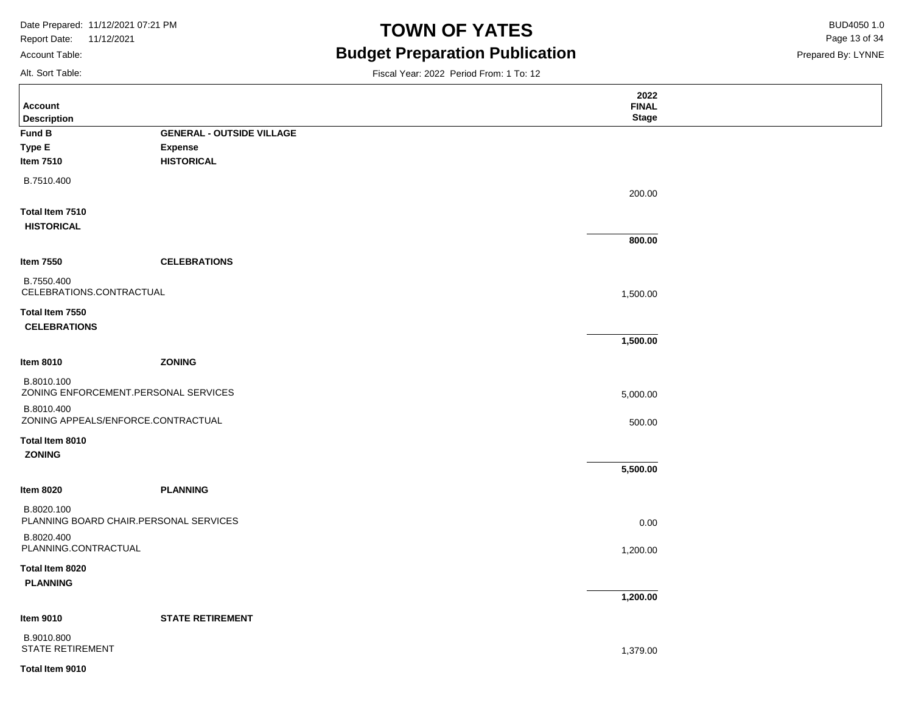# TOWN OF YATES

## Budget Preparation Publication

Date Prepared: 11/12/2021 07:21 PM
Report Date: 11/12/2021
Account Table:
Alt. Sort Table:

BUD4050 1.0
Prepared By: LYNNE

Fiscal Year: 2022 Period From: 1 To: 12

| Account Description | | 2022 FINAL Stage |
|---|---|---|
| **Fund B** | **GENERAL - OUTSIDE VILLAGE** | |
| **Type E** | **Expense** | |
| **Item 7510** | **HISTORICAL** | |
| B.7510.400 | | 200.00 |
| **Total Item 7510** **HISTORICAL** | | **800.00** |
| **Item 7550** | **CELEBRATIONS** | |
| B.7550.400 CELEBRATIONS.CONTRACTUAL | | 1,500.00 |
| **Total Item 7550** **CELEBRATIONS** | | **1,500.00** |
| **Item 8010** | **ZONING** | |
| B.8010.100 ZONING ENFORCEMENT.PERSONAL SERVICES | | 5,000.00 |
| B.8010.400 ZONING APPEALS/ENFORCE.CONTRACTUAL | | 500.00 |
| **Total Item 8010** **ZONING** | | **5,500.00** |
| **Item 8020** | **PLANNING** | |
| B.8020.100 PLANNING BOARD CHAIR.PERSONAL SERVICES | | 0.00 |
| B.8020.400 PLANNING.CONTRACTUAL | | 1,200.00 |
| **Total Item 8020** **PLANNING** | | **1,200.00** |
| **Item 9010** | **STATE RETIREMENT** | |
| B.9010.800 STATE RETIREMENT | | 1,379.00 |
| **Total Item 9010** | | |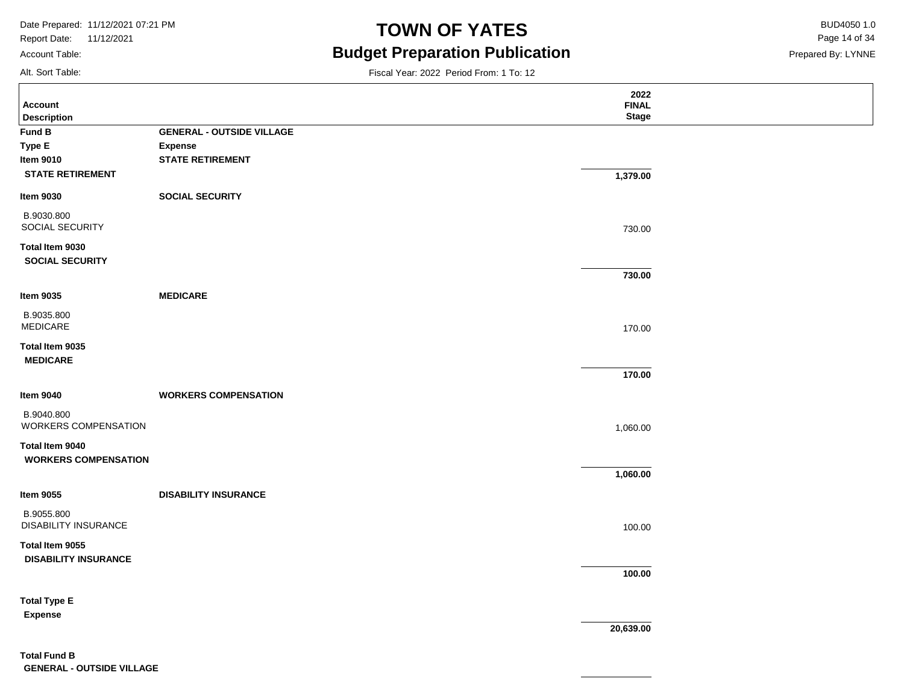# TOWN OF YATES

## Budget Preparation Publication

Date Prepared: 11/12/2021 07:21 PM
Report Date: 11/12/2021
Account Table:
Alt. Sort Table:

BUD4050 1.0
Prepared By: LYNNE

Fiscal Year: 2022 Period From: 1 To: 12

| Account<br>Description | | 2022<br>FINAL<br>Stage |
|---|---|---|
| **Fund B** | **GENERAL - OUTSIDE VILLAGE** | |
| **Type E** | **Expense** | |
| **Item 9010** | **STATE RETIREMENT** | |
| **STATE RETIREMENT** | | **1,379.00** |
| **Item 9030** | **SOCIAL SECURITY** | |
| B.9030.800<br>SOCIAL SECURITY | | 730.00 |
| **Total Item 9030**<br>**SOCIAL SECURITY** | | **730.00** |
| **Item 9035** | **MEDICARE** | |
| B.9035.800<br>MEDICARE | | 170.00 |
| **Total Item 9035**<br>**MEDICARE** | | **170.00** |
| **Item 9040** | **WORKERS COMPENSATION** | |
| B.9040.800<br>WORKERS COMPENSATION | | 1,060.00 |
| **Total Item 9040**<br>**WORKERS COMPENSATION** | | **1,060.00** |
| **Item 9055** | **DISABILITY INSURANCE** | |
| B.9055.800<br>DISABILITY INSURANCE | | 100.00 |
| **Total Item 9055**<br>**DISABILITY INSURANCE** | | **100.00** |
| **Total Type E**<br>**Expense** | | **20,639.00** |
| **Total Fund B**<br>**GENERAL - OUTSIDE VILLAGE** | | |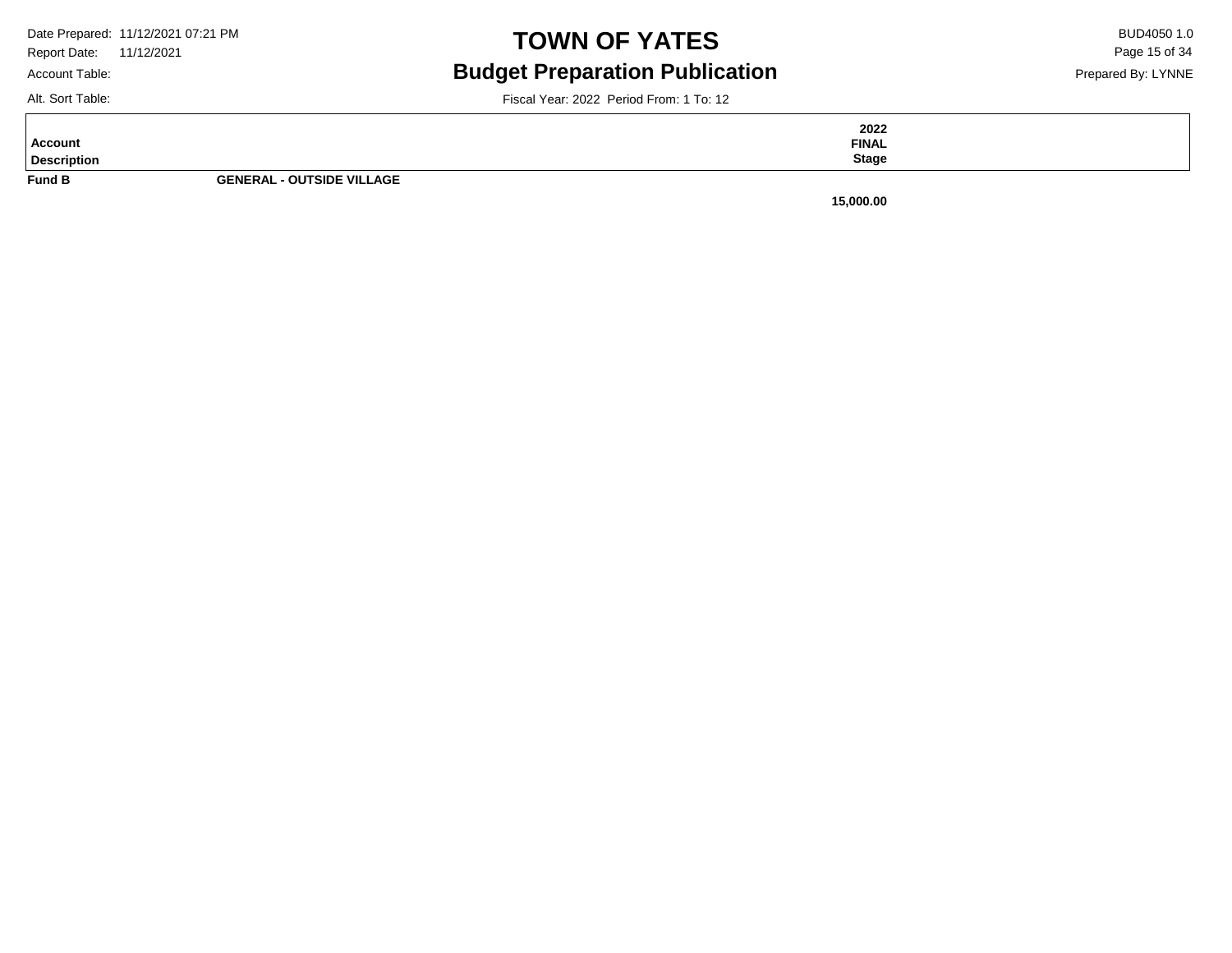| Account Description | | 2022 FINAL Stage |
|---|---|---|
| **Fund B** | **GENERAL - OUTSIDE VILLAGE** | |
| | | **15,000.00** |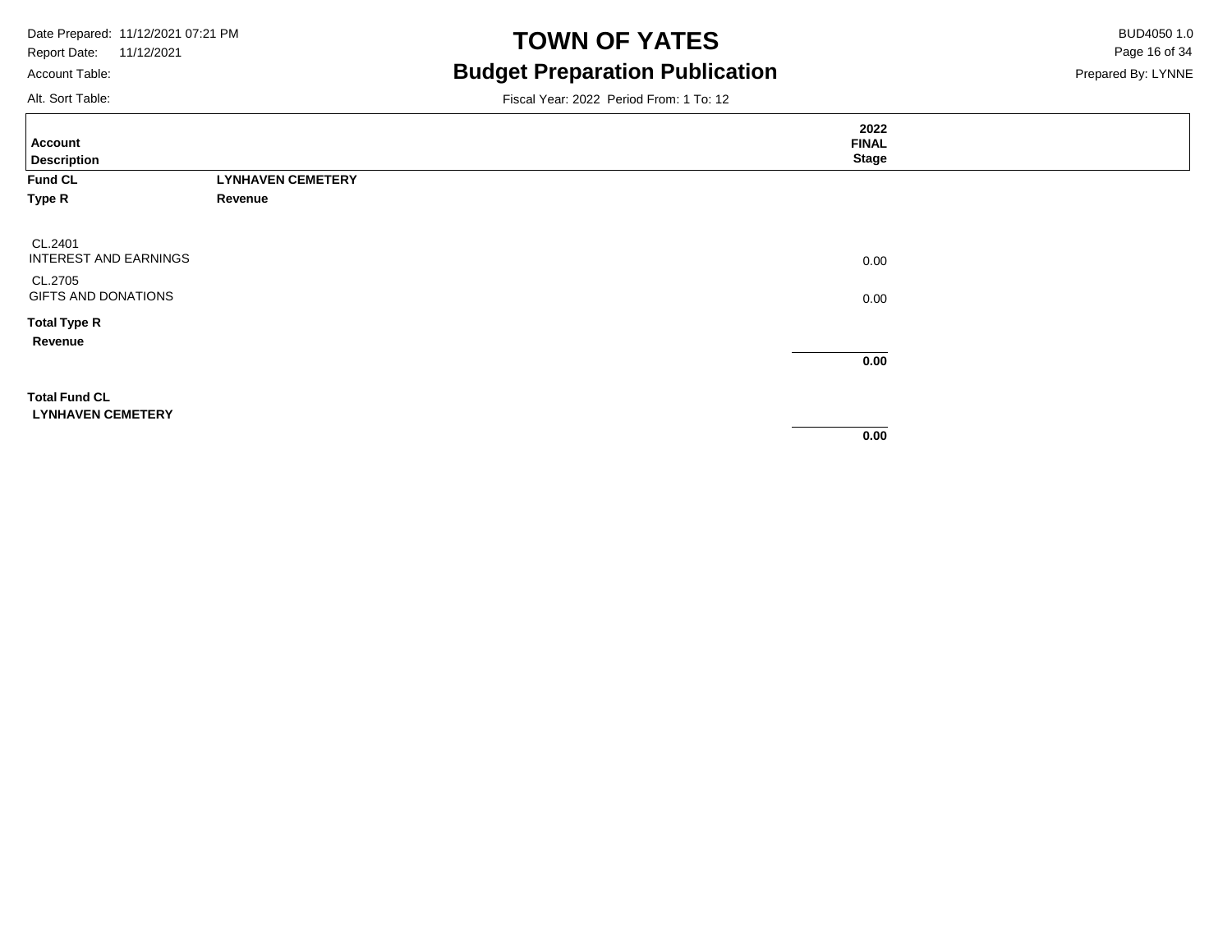# TOWN OF YATES

## Budget Preparation Publication

Date Prepared: 11/12/2021 07:21 PM
Report Date: 11/12/2021
Account Table:
Alt. Sort Table:

BUD4050 1.0
Prepared By: LYNNE

Fiscal Year: 2022 Period From: 1 To: 12

| Account Description | | 2022 FINAL Stage |
|---|---|---|
| **Fund CL** | **LYNHAVEN CEMETERY** | |
| **Type R** | **Revenue** | |
| CL.2401 INTEREST AND EARNINGS | | 0.00 |
| CL.2705 GIFTS AND DONATIONS | | 0.00 |
| **Total Type R Revenue** | | **0.00** |
| **Total Fund CL LYNHAVEN CEMETERY** | | **0.00** |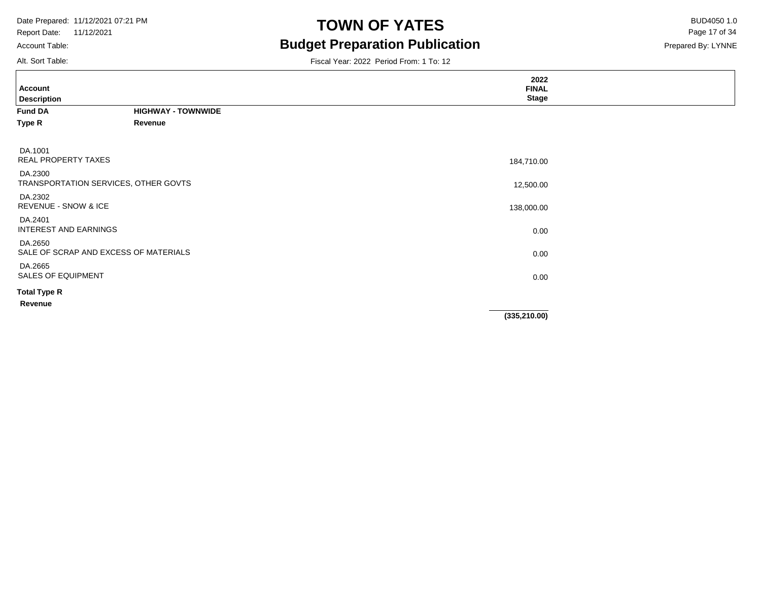# TOWN OF YATES

## Budget Preparation Publication

Date Prepared: 11/12/2021 07:21 PM
Report Date: 11/12/2021
Account Table:
Alt. Sort Table:

BUD4050 1.0
Prepared By: LYNNE

Fiscal Year: 2022 Period From: 1 To: 12

| Account Description | 2022 FINAL Stage |
|---|---|
| **Fund DA** **HIGHWAY - TOWNWIDE** | |
| **Type R** **Revenue** | |
| DA.1001 REAL PROPERTY TAXES | 184,710.00 |
| DA.2300 TRANSPORTATION SERVICES, OTHER GOVTS | 12,500.00 |
| DA.2302 REVENUE - SNOW & ICE | 138,000.00 |
| DA.2401 INTEREST AND EARNINGS | 0.00 |
| DA.2650 SALE OF SCRAP AND EXCESS OF MATERIALS | 0.00 |
| DA.2665 SALES OF EQUIPMENT | 0.00 |
| **Total Type R Revenue** | **(335,210.00)** |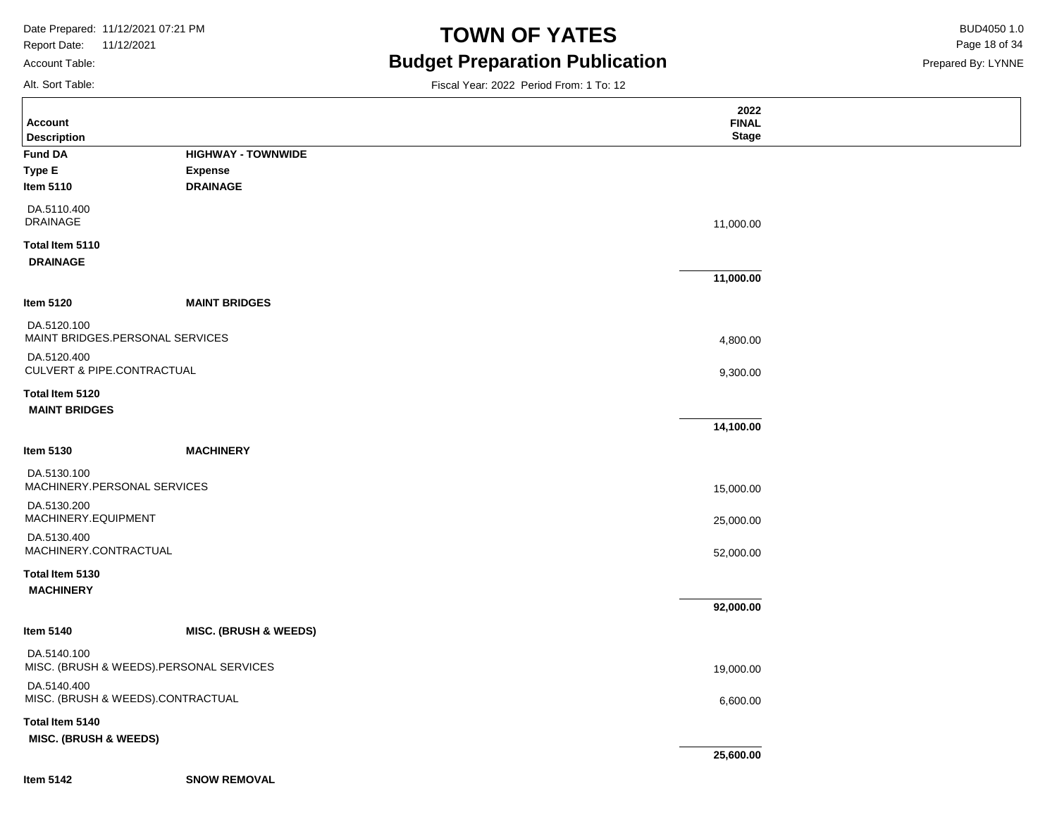# TOWN OF YATES

## Budget Preparation Publication

Fiscal Year: 2022 Period From: 1 To: 12

| Account Description | | 2022 FINAL Stage |
|---|---|---|
| **Fund DA** | **HIGHWAY - TOWNWIDE** | |
| **Type E** | **Expense** | |
| **Item 5110** | **DRAINAGE** | |
| DA.5110.400 DRAINAGE | | 11,000.00 |
| **Total Item 5110 DRAINAGE** | | **11,000.00** |
| **Item 5120** | **MAINT BRIDGES** | |
| DA.5120.100 MAINT BRIDGES.PERSONAL SERVICES | | 4,800.00 |
| DA.5120.400 CULVERT & PIPE.CONTRACTUAL | | 9,300.00 |
| **Total Item 5120 MAINT BRIDGES** | | **14,100.00** |
| **Item 5130** | **MACHINERY** | |
| DA.5130.100 MACHINERY.PERSONAL SERVICES | | 15,000.00 |
| DA.5130.200 MACHINERY.EQUIPMENT | | 25,000.00 |
| DA.5130.400 MACHINERY.CONTRACTUAL | | 52,000.00 |
| **Total Item 5130 MACHINERY** | | **92,000.00** |
| **Item 5140** | **MISC. (BRUSH & WEEDS)** | |
| DA.5140.100 MISC. (BRUSH & WEEDS).PERSONAL SERVICES | | 19,000.00 |
| DA.5140.400 MISC. (BRUSH & WEEDS).CONTRACTUAL | | 6,600.00 |
| **Total Item 5140 MISC. (BRUSH & WEEDS)** | | **25,600.00** |
| **Item 5142** | **SNOW REMOVAL** | |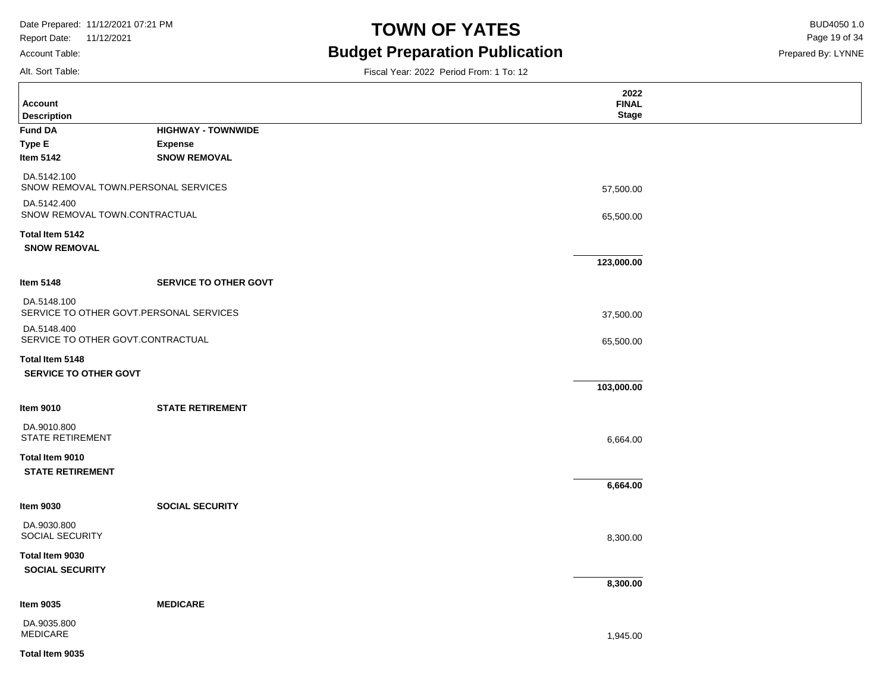# TOWN OF YATES

## Budget Preparation Publication

Date Prepared: 11/12/2021 07:21 PM
Report Date: 11/12/2021
Account Table:
Alt. Sort Table:

BUD4050 1.0
Prepared By: LYNNE

Fiscal Year: 2022 Period From: 1 To: 12

| Account Description | | 2022 FINAL Stage |
|---|---|---|
| **Fund DA** | **HIGHWAY - TOWNWIDE** | |
| **Type E** | **Expense** | |
| **Item 5142** | **SNOW REMOVAL** | |
| DA.5142.100 SNOW REMOVAL TOWN.PERSONAL SERVICES | | 57,500.00 |
| DA.5142.400 SNOW REMOVAL TOWN.CONTRACTUAL | | 65,500.00 |
| **Total Item 5142 SNOW REMOVAL** | | **123,000.00** |
| **Item 5148** | **SERVICE TO OTHER GOVT** | |
| DA.5148.100 SERVICE TO OTHER GOVT.PERSONAL SERVICES | | 37,500.00 |
| DA.5148.400 SERVICE TO OTHER GOVT.CONTRACTUAL | | 65,500.00 |
| **Total Item 5148 SERVICE TO OTHER GOVT** | | **103,000.00** |
| **Item 9010** | **STATE RETIREMENT** | |
| DA.9010.800 STATE RETIREMENT | | 6,664.00 |
| **Total Item 9010 STATE RETIREMENT** | | **6,664.00** |
| **Item 9030** | **SOCIAL SECURITY** | |
| DA.9030.800 SOCIAL SECURITY | | 8,300.00 |
| **Total Item 9030 SOCIAL SECURITY** | | **8,300.00** |
| **Item 9035** | **MEDICARE** | |
| DA.9035.800 MEDICARE | | 1,945.00 |
| **Total Item 9035** | | |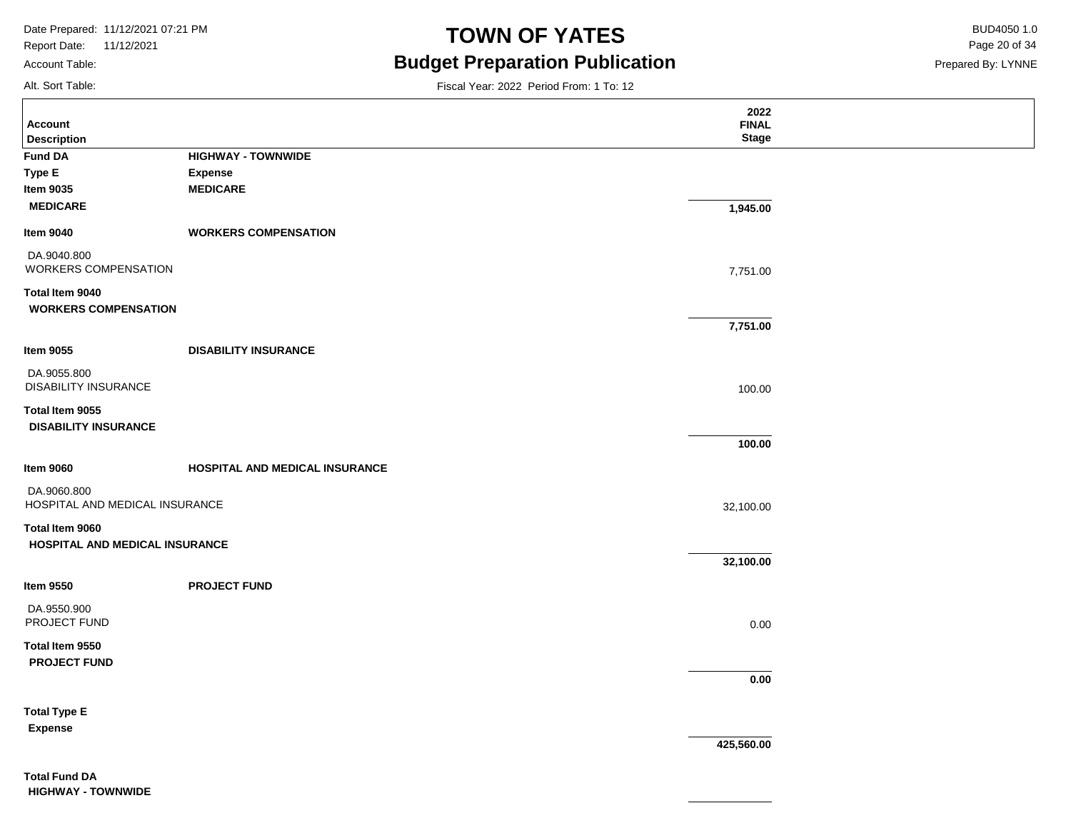| Account Description | | 2022 FINAL Stage |
|---|---|---|
| **Fund DA** | **HIGHWAY - TOWNWIDE** | |
| **Type E** | **Expense** | |
| **Item 9035** | **MEDICARE** | |
| **MEDICARE** | | **1,945.00** |
| **Item 9040** | **WORKERS COMPENSATION** | |
| DA.9040.800 WORKERS COMPENSATION | | 7,751.00 |
| **Total Item 9040 WORKERS COMPENSATION** | | **7,751.00** |
| **Item 9055** | **DISABILITY INSURANCE** | |
| DA.9055.800 DISABILITY INSURANCE | | 100.00 |
| **Total Item 9055 DISABILITY INSURANCE** | | **100.00** |
| **Item 9060** | **HOSPITAL AND MEDICAL INSURANCE** | |
| DA.9060.800 HOSPITAL AND MEDICAL INSURANCE | | 32,100.00 |
| **Total Item 9060 HOSPITAL AND MEDICAL INSURANCE** | | **32,100.00** |
| **Item 9550** | **PROJECT FUND** | |
| DA.9550.900 PROJECT FUND | | 0.00 |
| **Total Item 9550 PROJECT FUND** | | **0.00** |
| **Total Type E Expense** | | **425,560.00** |
| **Total Fund DA HIGHWAY - TOWNWIDE** | | |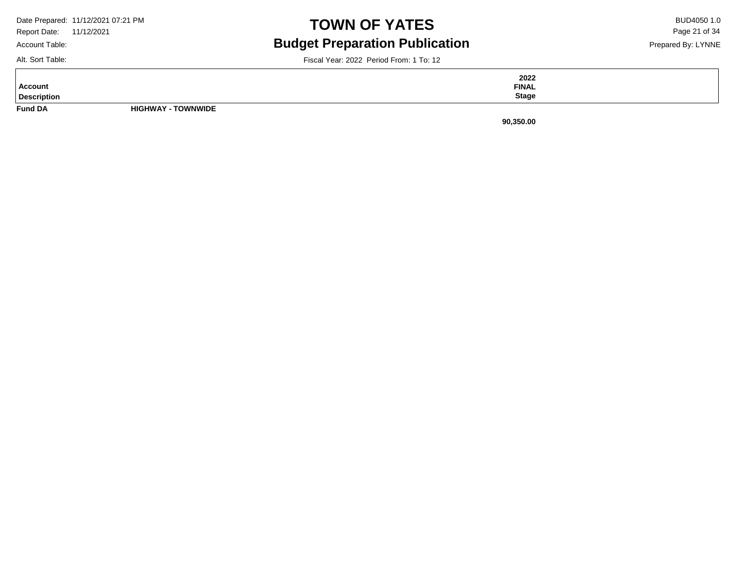| Account Description | | 2022 FINAL Stage |
|---|---|---|
| **Fund DA** | **HIGHWAY - TOWNWIDE** | |
| | | **90,350.00** |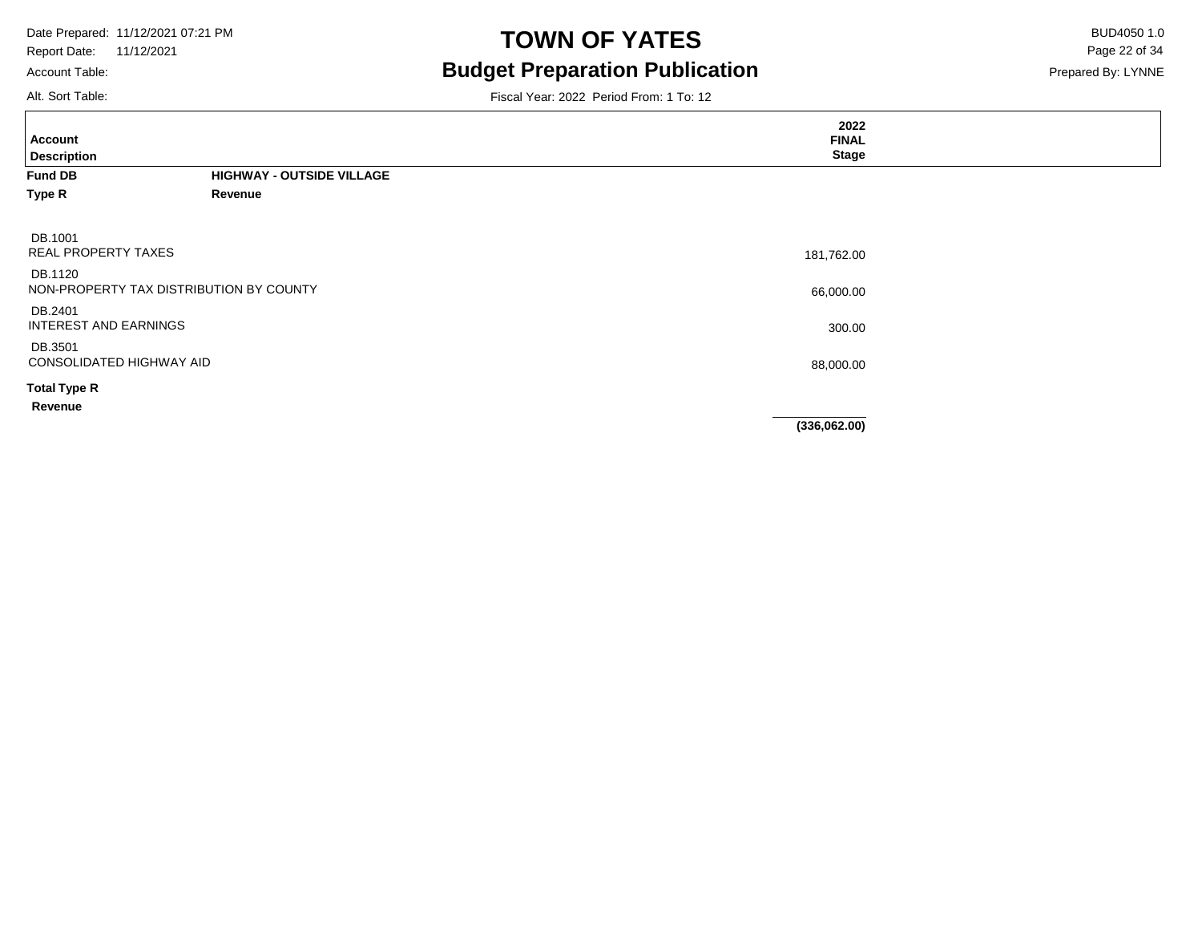# TOWN OF YATES

## Budget Preparation Publication

Date Prepared: 11/12/2021 07:21 PM
Report Date: 11/12/2021
Account Table:
Alt. Sort Table:

BUD4050 1.0
Prepared By: LYNNE

Fiscal Year: 2022 Period From: 1 To: 12

| Account Description | 2022 FINAL Stage |
|---|---|
| **Fund DB** **HIGHWAY - OUTSIDE VILLAGE** | |
| **Type R** **Revenue** | |
| DB.1001 REAL PROPERTY TAXES | 181,762.00 |
| DB.1120 NON-PROPERTY TAX DISTRIBUTION BY COUNTY | 66,000.00 |
| DB.2401 INTEREST AND EARNINGS | 300.00 |
| DB.3501 CONSOLIDATED HIGHWAY AID | 88,000.00 |
| **Total Type R Revenue** | **(336,062.00)** |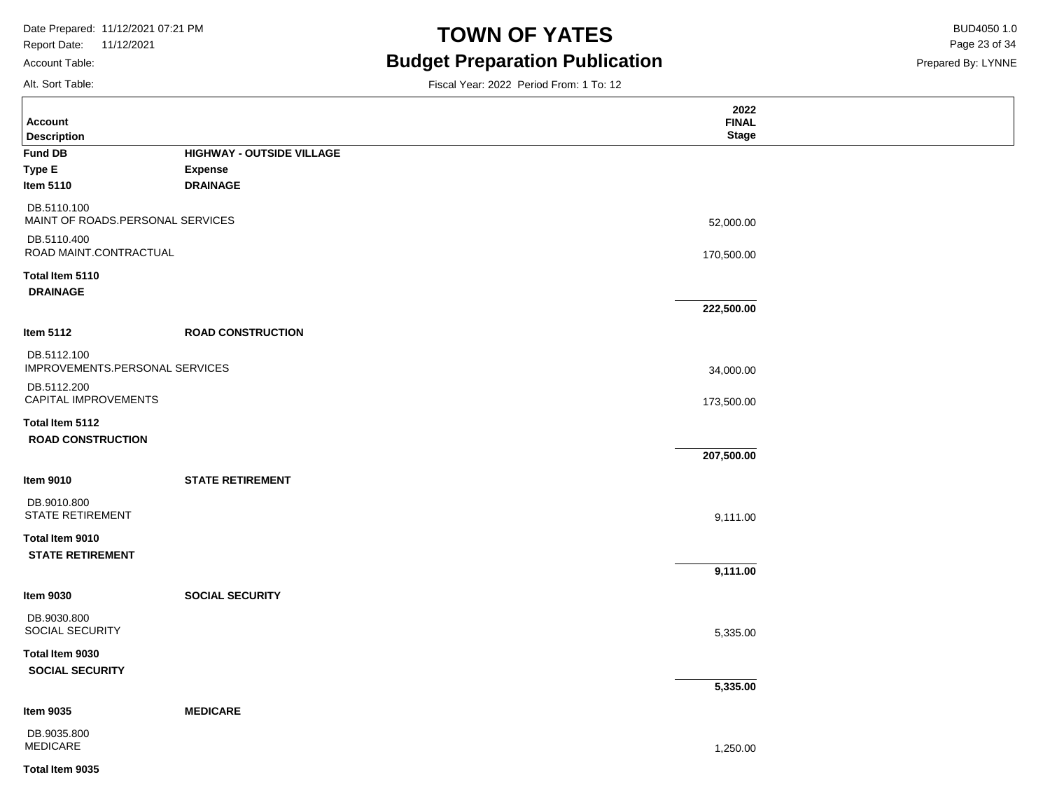# TOWN OF YATES

## Budget Preparation Publication

Fiscal Year: 2022 Period From: 1 To: 12

| Account Description | | 2022 FINAL Stage |
|---|---|---|
| **Fund DB** | **HIGHWAY - OUTSIDE VILLAGE** | |
| **Type E** | **Expense** | |
| **Item 5110** | **DRAINAGE** | |
| DB.5110.100 MAINT OF ROADS.PERSONAL SERVICES | | 52,000.00 |
| DB.5110.400 ROAD MAINT.CONTRACTUAL | | 170,500.00 |
| **Total Item 5110 DRAINAGE** | | **222,500.00** |
| **Item 5112** | **ROAD CONSTRUCTION** | |
| DB.5112.100 IMPROVEMENTS.PERSONAL SERVICES | | 34,000.00 |
| DB.5112.200 CAPITAL IMPROVEMENTS | | 173,500.00 |
| **Total Item 5112 ROAD CONSTRUCTION** | | **207,500.00** |
| **Item 9010** | **STATE RETIREMENT** | |
| DB.9010.800 STATE RETIREMENT | | 9,111.00 |
| **Total Item 9010 STATE RETIREMENT** | | **9,111.00** |
| **Item 9030** | **SOCIAL SECURITY** | |
| DB.9030.800 SOCIAL SECURITY | | 5,335.00 |
| **Total Item 9030 SOCIAL SECURITY** | | **5,335.00** |
| **Item 9035** | **MEDICARE** | |
| DB.9035.800 MEDICARE | | 1,250.00 |
| **Total Item 9035** | | |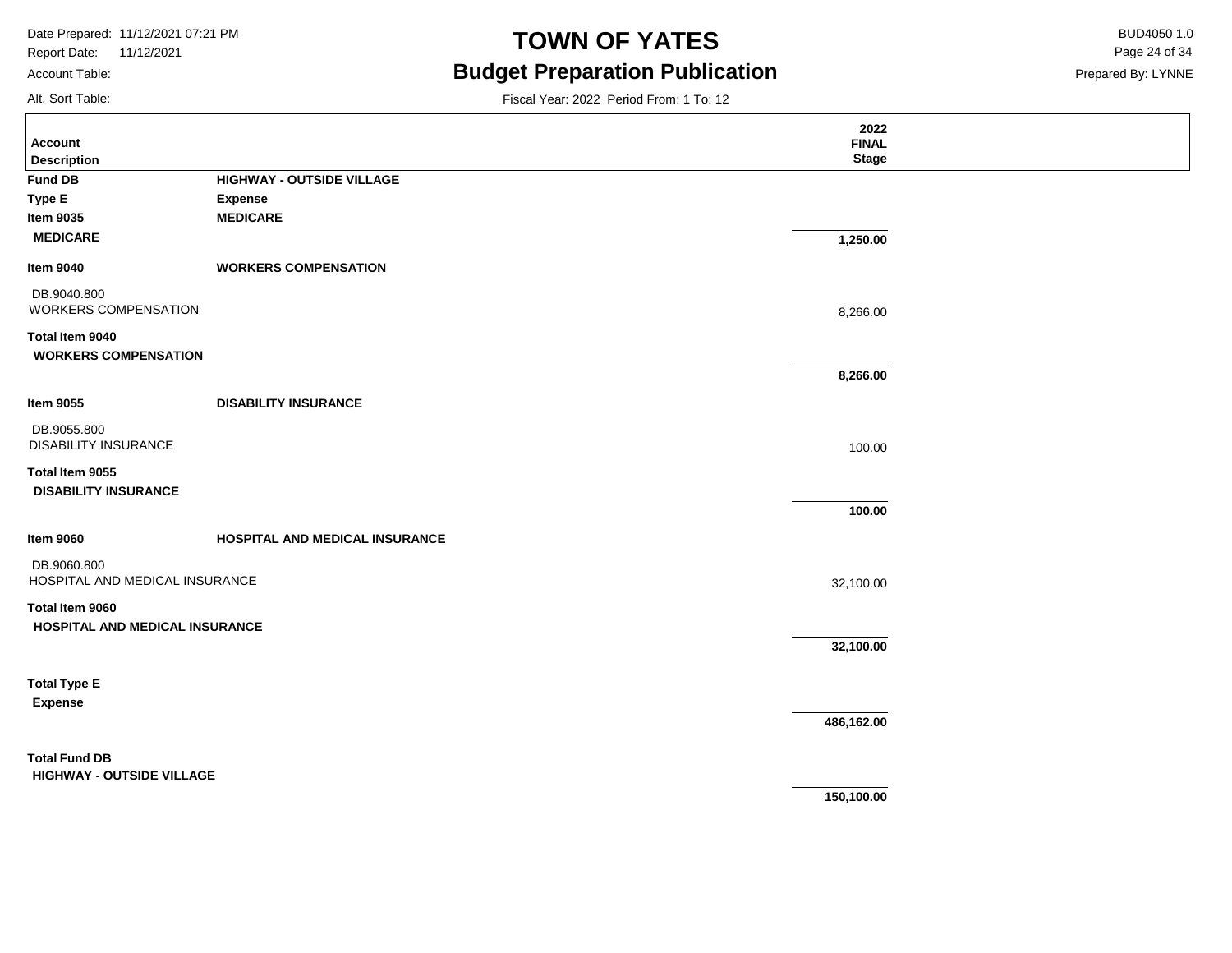| Account Description | | 2022 FINAL Stage |
|---|---|---|
| **Fund DB** | **HIGHWAY - OUTSIDE VILLAGE** | |
| **Type E** | **Expense** | |
| **Item 9035** | **MEDICARE** | |
| **MEDICARE** | | **1,250.00** |
| **Item 9040** | **WORKERS COMPENSATION** | |
| DB.9040.800 WORKERS COMPENSATION | | 8,266.00 |
| **Total Item 9040 WORKERS COMPENSATION** | | **8,266.00** |
| **Item 9055** | **DISABILITY INSURANCE** | |
| DB.9055.800 DISABILITY INSURANCE | | 100.00 |
| **Total Item 9055 DISABILITY INSURANCE** | | **100.00** |
| **Item 9060** | **HOSPITAL AND MEDICAL INSURANCE** | |
| DB.9060.800 HOSPITAL AND MEDICAL INSURANCE | | 32,100.00 |
| **Total Item 9060 HOSPITAL AND MEDICAL INSURANCE** | | **32,100.00** |
| **Total Type E Expense** | | **486,162.00** |
| **Total Fund DB HIGHWAY - OUTSIDE VILLAGE** | | **150,100.00** |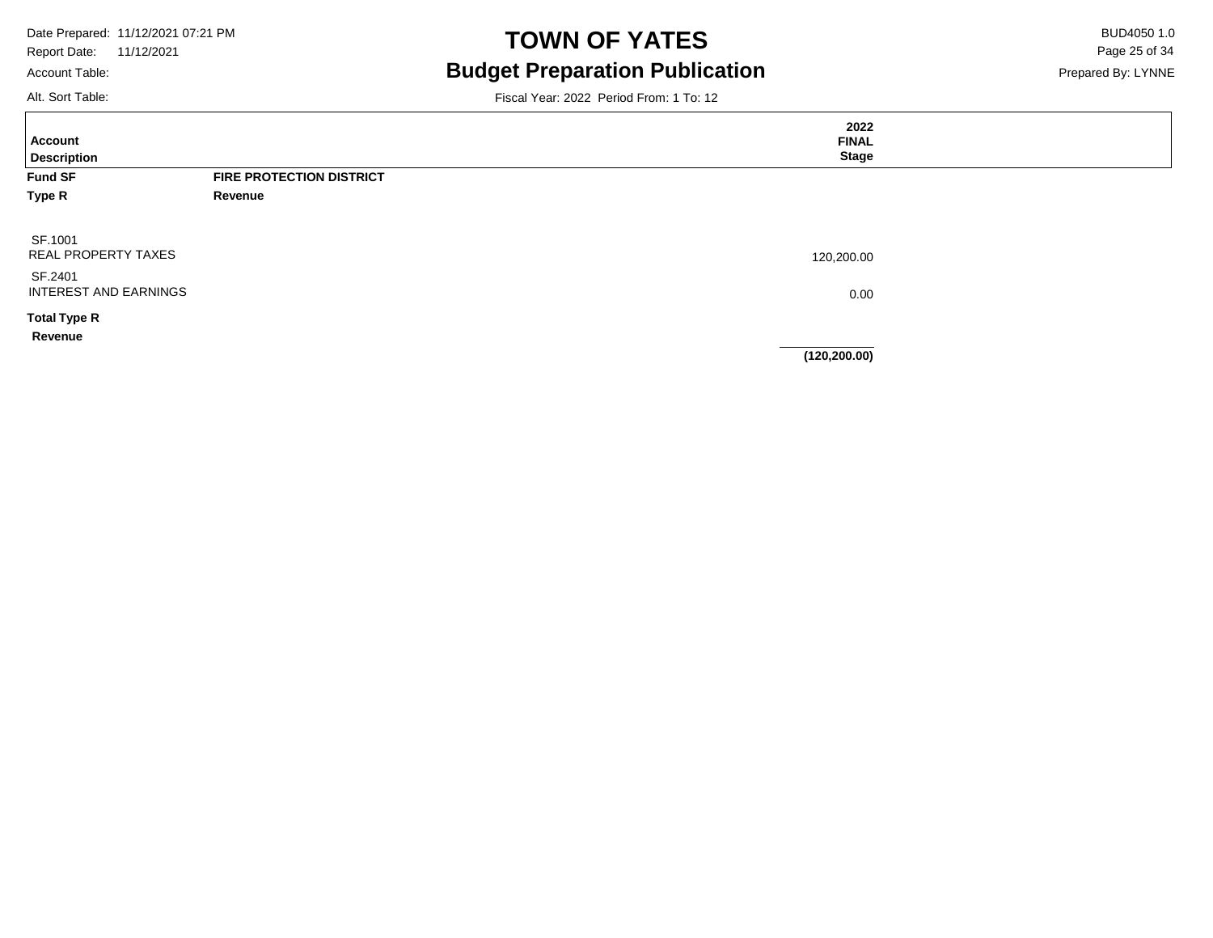# TOWN OF YATES

## Budget Preparation Publication

Fiscal Year: 2022 Period From: 1 To: 12

| Account<br>Description | | 2022<br>FINAL<br>Stage |
|---|---|---|
| **Fund SF** | **FIRE PROTECTION DISTRICT** | |
| **Type R** | **Revenue** | |
| SF.1001<br>REAL PROPERTY TAXES | | 120,200.00 |
| SF.2401<br>INTEREST AND EARNINGS | | 0.00 |
| **Total Type R**<br>**Revenue** | | **(120,200.00)** |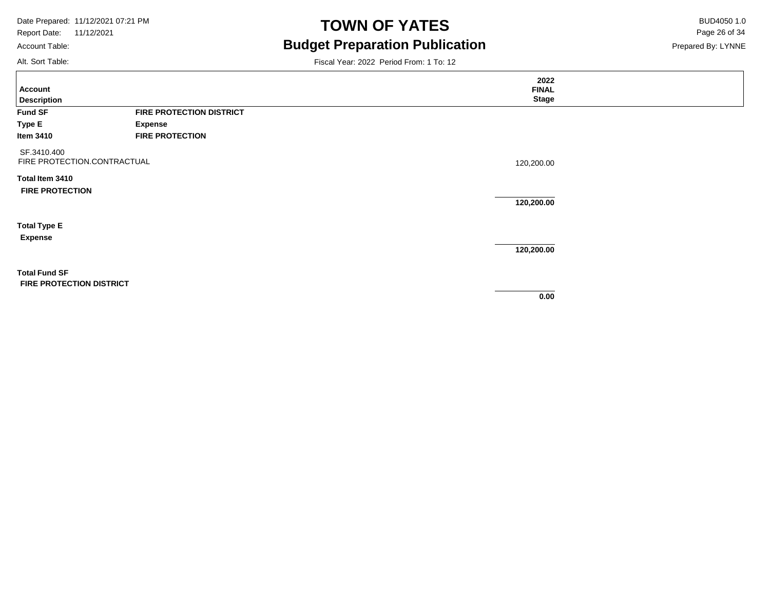# TOWN OF YATES

## Budget Preparation Publication

Date Prepared: 11/12/2021 07:21 PM
Report Date: 11/12/2021
Account Table:
Alt. Sort Table:

BUD4050 1.0
Prepared By: LYNNE

Fiscal Year: 2022 Period From: 1 To: 12

| Account Description | | 2022 FINAL Stage |
|---|---|---|
| **Fund SF** | **FIRE PROTECTION DISTRICT** | |
| **Type E** | **Expense** | |
| **Item 3410** | **FIRE PROTECTION** | |
| SF.3410.400 FIRE PROTECTION.CONTRACTUAL | | 120,200.00 |
| **Total Item 3410 FIRE PROTECTION** | | **120,200.00** |
| **Total Type E Expense** | | **120,200.00** |
| **Total Fund SF FIRE PROTECTION DISTRICT** | | **0.00** |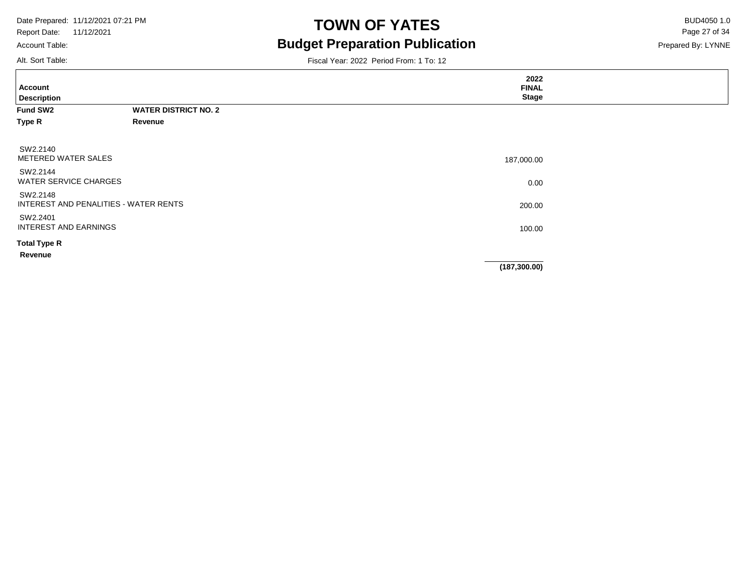# TOWN OF YATES

## Budget Preparation Publication

Date Prepared: 11/12/2021 07:21 PM
Report Date: 11/12/2021
Account Table:
Alt. Sort Table:

BUD4050 1.0
Prepared By: LYNNE

Fiscal Year: 2022 Period From: 1 To: 12

| Account Description | 2022 FINAL Stage |
|---|---|
| **Fund SW2** **WATER DISTRICT NO. 2** | |
| **Type R** **Revenue** | |
| SW2.2140 METERED WATER SALES | 187,000.00 |
| SW2.2144 WATER SERVICE CHARGES | 0.00 |
| SW2.2148 INTEREST AND PENALITIES - WATER RENTS | 200.00 |
| SW2.2401 INTEREST AND EARNINGS | 100.00 |
| **Total Type R Revenue** | **(187,300.00)** |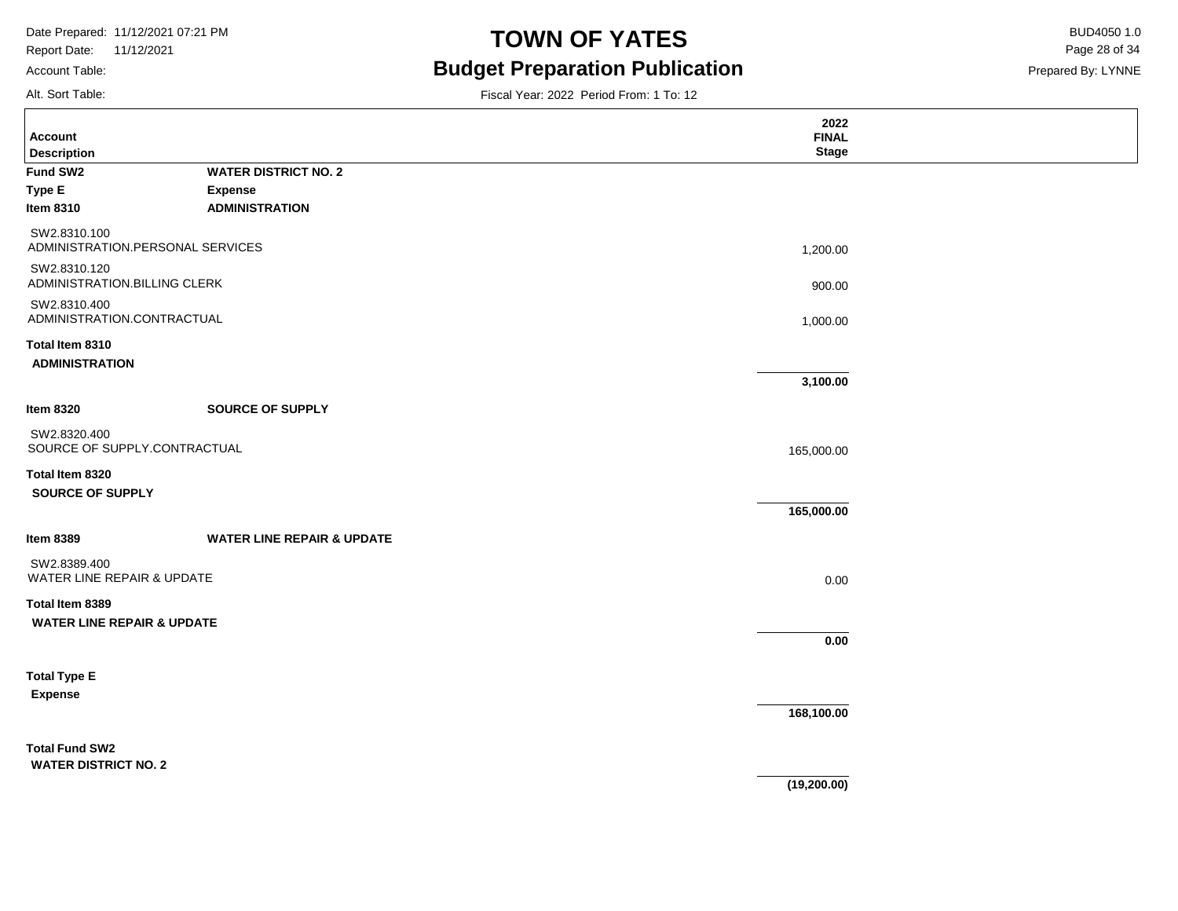# TOWN OF YATES

## Budget Preparation Publication

Date Prepared: 11/12/2021 07:21 PM
Report Date: 11/12/2021
Account Table:
Alt. Sort Table:

BUD4050 1.0
Prepared By: LYNNE

Fiscal Year: 2022 Period From: 1 To: 12

| Account Description | | 2022 FINAL Stage |
|---|---|---|
| **Fund SW2** | **WATER DISTRICT NO. 2** | |
| **Type E** | **Expense** | |
| **Item 8310** | **ADMINISTRATION** | |
| SW2.8310.100 ADMINISTRATION.PERSONAL SERVICES | | 1,200.00 |
| SW2.8310.120 ADMINISTRATION.BILLING CLERK | | 900.00 |
| SW2.8310.400 ADMINISTRATION.CONTRACTUAL | | 1,000.00 |
| **Total Item 8310 ADMINISTRATION** | | **3,100.00** |
| **Item 8320** | **SOURCE OF SUPPLY** | |
| SW2.8320.400 SOURCE OF SUPPLY.CONTRACTUAL | | 165,000.00 |
| **Total Item 8320 SOURCE OF SUPPLY** | | **165,000.00** |
| **Item 8389** | **WATER LINE REPAIR & UPDATE** | |
| SW2.8389.400 WATER LINE REPAIR & UPDATE | | 0.00 |
| **Total Item 8389 WATER LINE REPAIR & UPDATE** | | **0.00** |
| **Total Type E Expense** | | **168,100.00** |
| **Total Fund SW2 WATER DISTRICT NO. 2** | | **(19,200.00)** |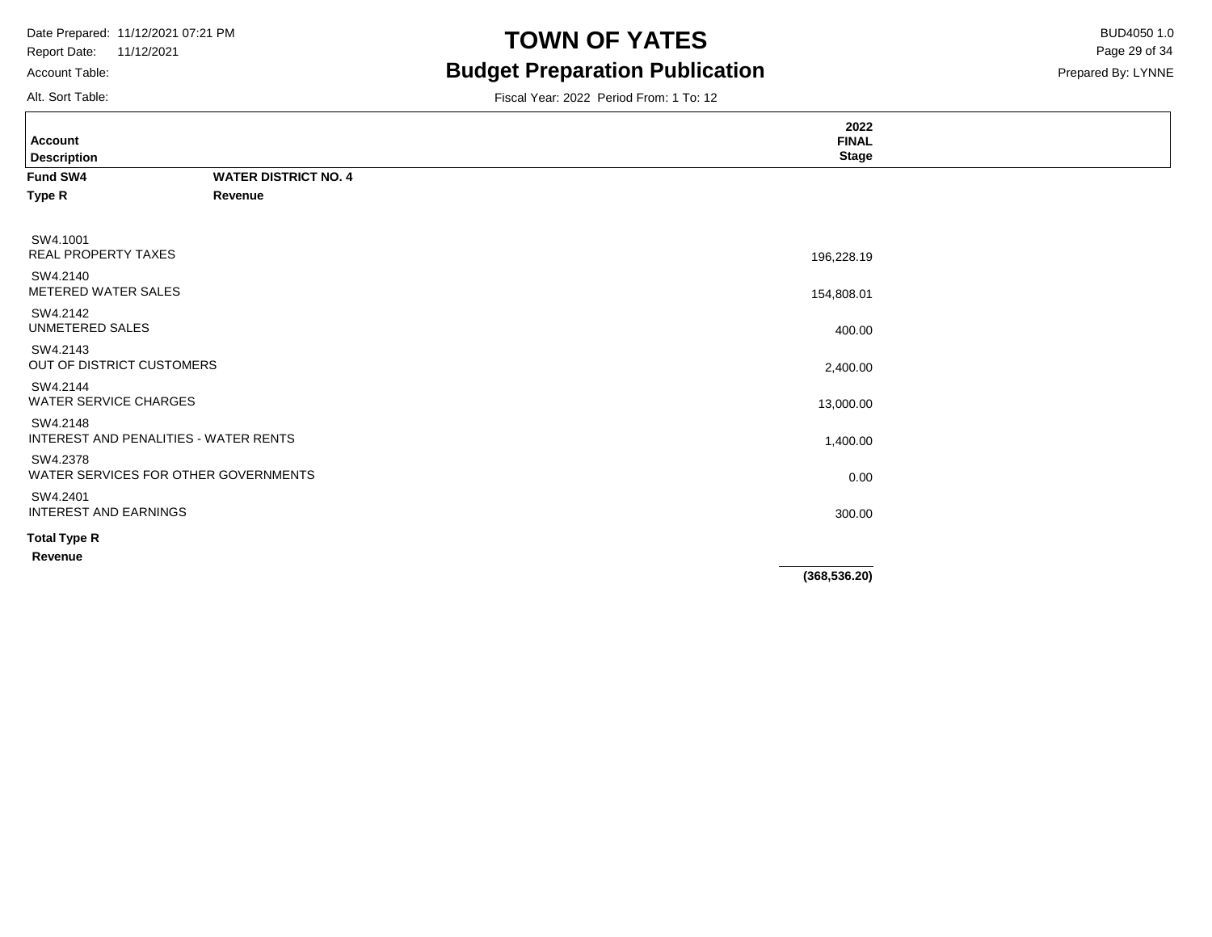# TOWN OF YATES

## Budget Preparation Publication

Date Prepared: 11/12/2021 07:21 PM
Report Date: 11/12/2021
Account Table:
Alt. Sort Table:

BUD4050 1.0
Prepared By: LYNNE

Fiscal Year: 2022 Period From: 1 To: 12

| Account / Description | 2022 FINAL Stage |
|---|---|
| **Fund SW4** **WATER DISTRICT NO. 4** | |
| **Type R** **Revenue** | |
| SW4.1001 REAL PROPERTY TAXES | 196,228.19 |
| SW4.2140 METERED WATER SALES | 154,808.01 |
| SW4.2142 UNMETERED SALES | 400.00 |
| SW4.2143 OUT OF DISTRICT CUSTOMERS | 2,400.00 |
| SW4.2144 WATER SERVICE CHARGES | 13,000.00 |
| SW4.2148 INTEREST AND PENALITIES - WATER RENTS | 1,400.00 |
| SW4.2378 WATER SERVICES FOR OTHER GOVERNMENTS | 0.00 |
| SW4.2401 INTEREST AND EARNINGS | 300.00 |
| **Total Type R Revenue** | **(368,536.20)** |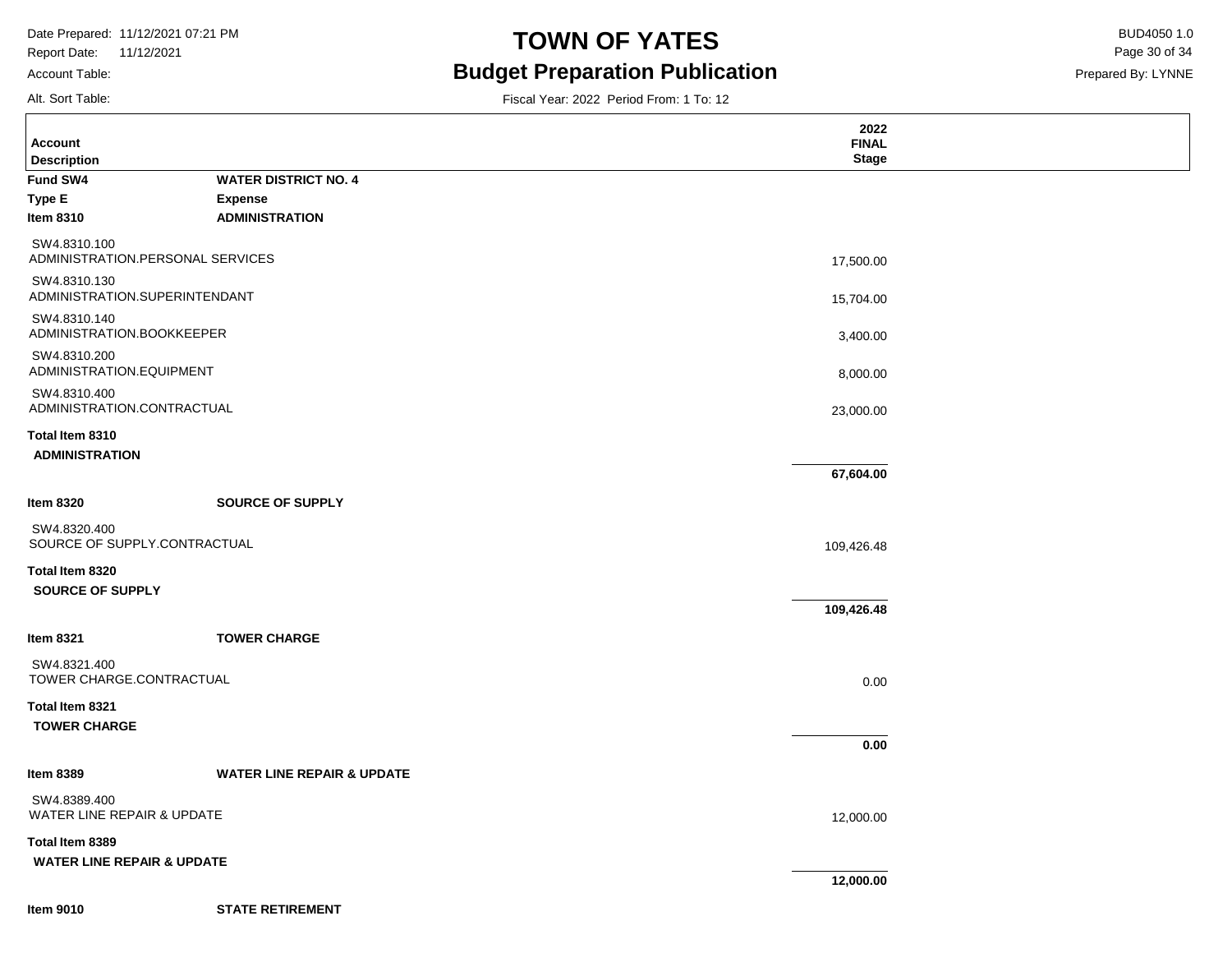# TOWN OF YATES

## Budget Preparation Publication

Date Prepared: 11/12/2021 07:21 PM
Report Date: 11/12/2021
Account Table:
Alt. Sort Table:

BUD4050 1.0
Prepared By: LYNNE

Fiscal Year: 2022 Period From: 1 To: 12

| Account Description | | 2022 FINAL Stage |
|---|---|---|
| **Fund SW4** | **WATER DISTRICT NO. 4** | |
| **Type E** | **Expense** | |
| **Item 8310** | **ADMINISTRATION** | |
| SW4.8310.100 ADMINISTRATION.PERSONAL SERVICES | | 17,500.00 |
| SW4.8310.130 ADMINISTRATION.SUPERINTENDANT | | 15,704.00 |
| SW4.8310.140 ADMINISTRATION.BOOKKEEPER | | 3,400.00 |
| SW4.8310.200 ADMINISTRATION.EQUIPMENT | | 8,000.00 |
| SW4.8310.400 ADMINISTRATION.CONTRACTUAL | | 23,000.00 |
| **Total Item 8310 ADMINISTRATION** | | **67,604.00** |
| **Item 8320** | **SOURCE OF SUPPLY** | |
| SW4.8320.400 SOURCE OF SUPPLY.CONTRACTUAL | | 109,426.48 |
| **Total Item 8320 SOURCE OF SUPPLY** | | **109,426.48** |
| **Item 8321** | **TOWER CHARGE** | |
| SW4.8321.400 TOWER CHARGE.CONTRACTUAL | | 0.00 |
| **Total Item 8321 TOWER CHARGE** | | **0.00** |
| **Item 8389** | **WATER LINE REPAIR & UPDATE** | |
| SW4.8389.400 WATER LINE REPAIR & UPDATE | | 12,000.00 |
| **Total Item 8389 WATER LINE REPAIR & UPDATE** | | **12,000.00** |
| **Item 9010** | **STATE RETIREMENT** | |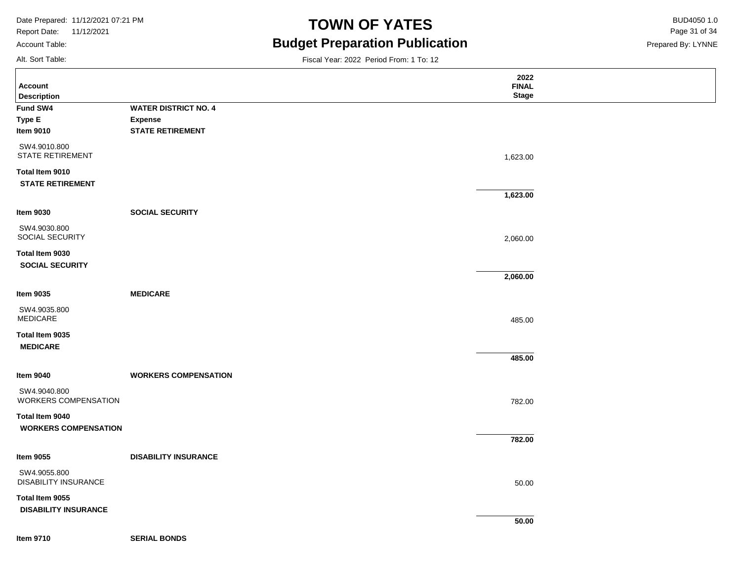# TOWN OF YATES

## Budget Preparation Publication

Date Prepared: 11/12/2021 07:21 PM
Report Date: 11/12/2021
Account Table:
Alt. Sort Table:

BUD4050 1.0
Prepared By: LYNNE

Fiscal Year: 2022 Period From: 1 To: 12

| Account Description | | 2022 FINAL Stage |
|---|---|---|
| **Fund SW4** | **WATER DISTRICT NO. 4** | |
| **Type E** | **Expense** | |
| **Item 9010** | **STATE RETIREMENT** | |
| SW4.9010.800 STATE RETIREMENT | | 1,623.00 |
| **Total Item 9010 STATE RETIREMENT** | | **1,623.00** |
| **Item 9030** | **SOCIAL SECURITY** | |
| SW4.9030.800 SOCIAL SECURITY | | 2,060.00 |
| **Total Item 9030 SOCIAL SECURITY** | | **2,060.00** |
| **Item 9035** | **MEDICARE** | |
| SW4.9035.800 MEDICARE | | 485.00 |
| **Total Item 9035 MEDICARE** | | **485.00** |
| **Item 9040** | **WORKERS COMPENSATION** | |
| SW4.9040.800 WORKERS COMPENSATION | | 782.00 |
| **Total Item 9040 WORKERS COMPENSATION** | | **782.00** |
| **Item 9055** | **DISABILITY INSURANCE** | |
| SW4.9055.800 DISABILITY INSURANCE | | 50.00 |
| **Total Item 9055 DISABILITY INSURANCE** | | **50.00** |
| **Item 9710** | **SERIAL BONDS** | |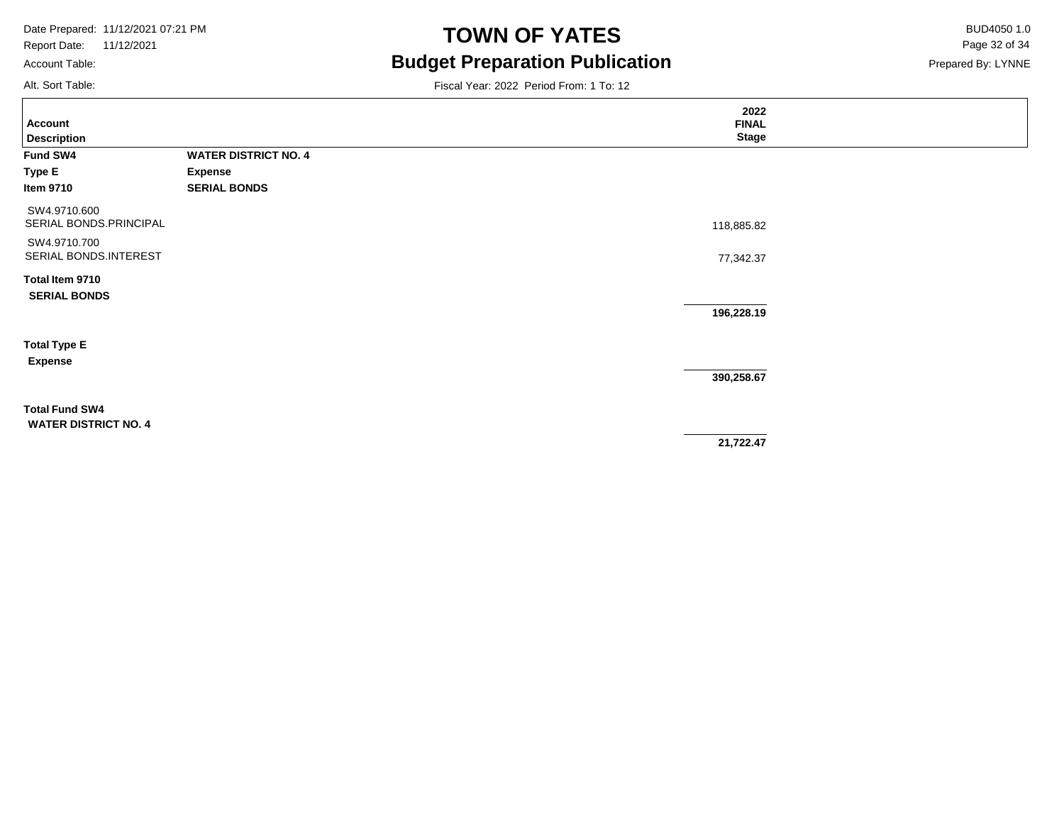# TOWN OF YATES

## Budget Preparation Publication

Fiscal Year: 2022 Period From: 1 To: 12

| Account Description | | 2022 FINAL Stage |
|---|---|---|
| **Fund SW4** | **WATER DISTRICT NO. 4** | |
| **Type E** | **Expense** | |
| **Item 9710** | **SERIAL BONDS** | |
| SW4.9710.600 SERIAL BONDS.PRINCIPAL | | 118,885.82 |
| SW4.9710.700 SERIAL BONDS.INTEREST | | 77,342.37 |
| **Total Item 9710 SERIAL BONDS** | | **196,228.19** |
| **Total Type E Expense** | | **390,258.67** |
| **Total Fund SW4 WATER DISTRICT NO. 4** | | **21,722.47** |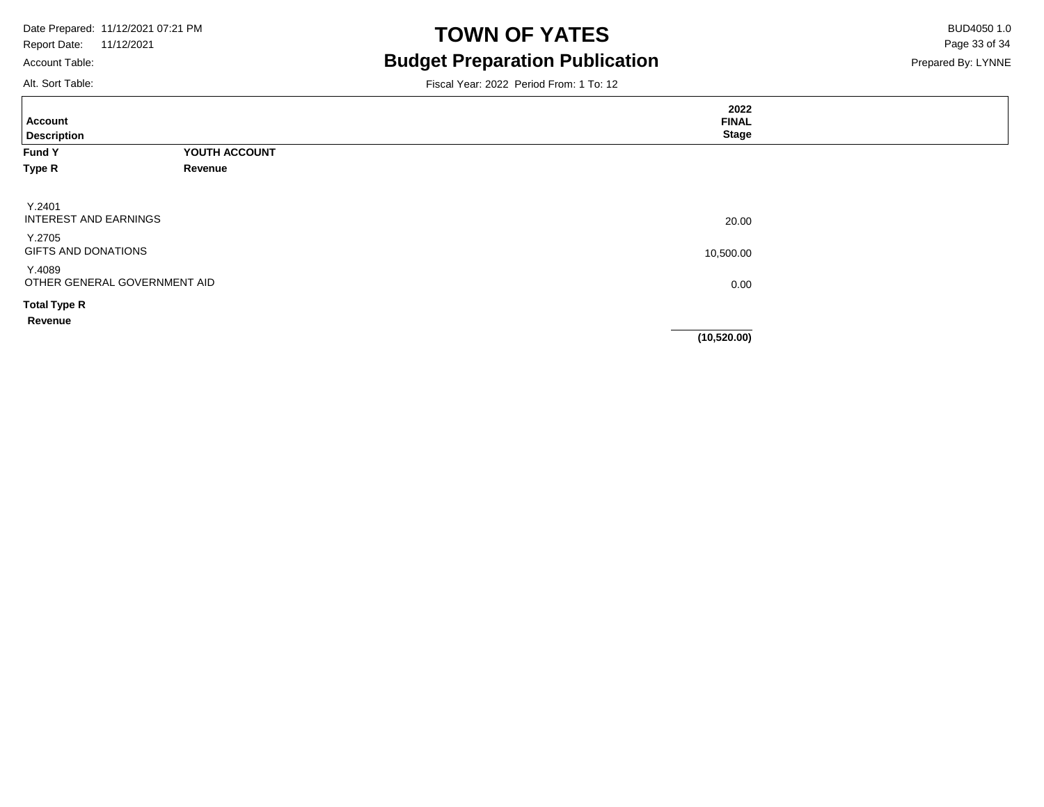# TOWN OF YATES

## Budget Preparation Publication

Date Prepared: 11/12/2021 07:21 PM
Report Date: 11/12/2021
Account Table:
Alt. Sort Table:

BUD4050 1.0
Prepared By: LYNNE

Fiscal Year: 2022 Period From: 1 To: 12

| Account Description | 2022 FINAL Stage |
|---|---|
| **Fund Y** **YOUTH ACCOUNT** | |
| **Type R** **Revenue** | |
| Y.2401 INTEREST AND EARNINGS | 20.00 |
| Y.2705 GIFTS AND DONATIONS | 10,500.00 |
| Y.4089 OTHER GENERAL GOVERNMENT AID | 0.00 |
| **Total Type R Revenue** | **(10,520.00)** |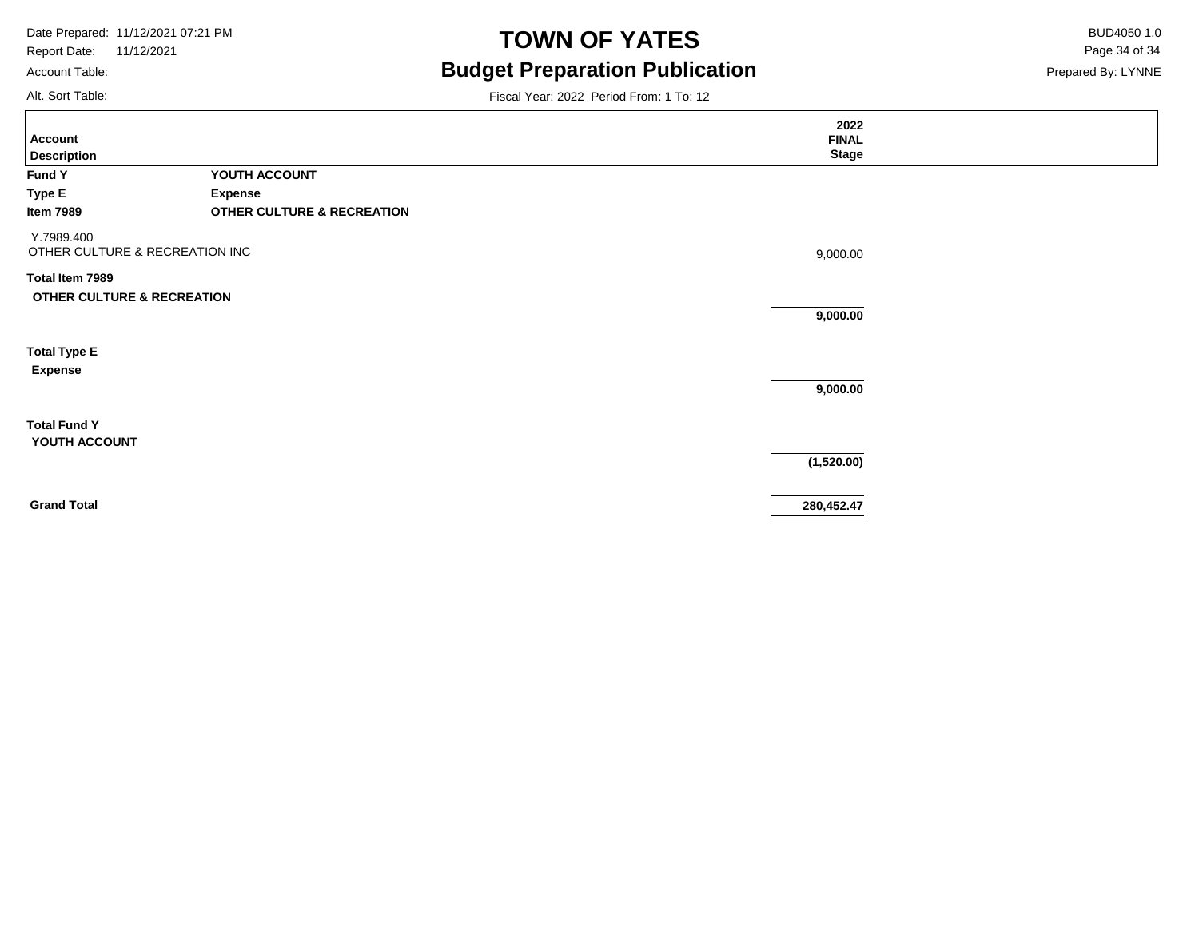| Account Description | | 2022 FINAL Stage |
| --- | --- | --- |
| **Fund Y** | **YOUTH ACCOUNT** | |
| **Type E** | **Expense** | |
| **Item 7989** | **OTHER CULTURE & RECREATION** | |
| Y.7989.400 OTHER CULTURE & RECREATION INC | | 9,000.00 |
| **Total Item 7989 OTHER CULTURE & RECREATION** | | **9,000.00** |
| **Total Type E Expense** | | **9,000.00** |
| **Total Fund Y YOUTH ACCOUNT** | | **(1,520.00)** |
| **Grand Total** | | **280,452.47** |